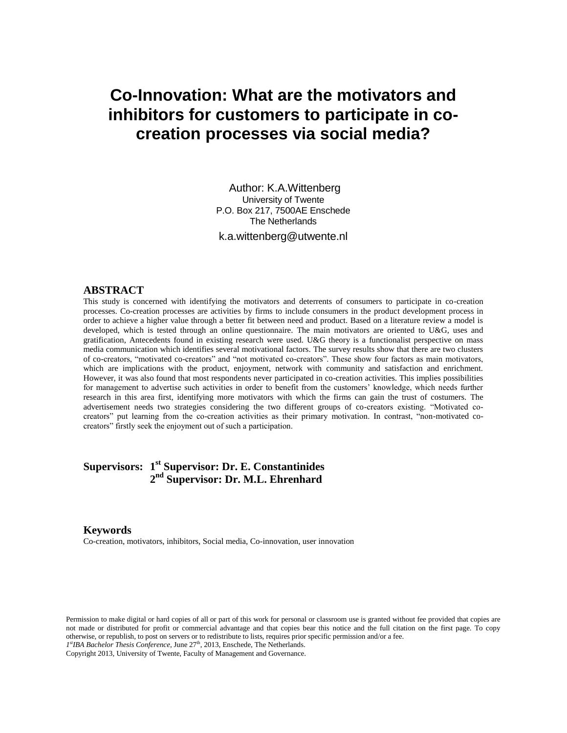# Co-Innovation: What are the motivators and inhibitors for customers to participate in co-creation processes via social media?

Author: K.A.Wittenberg
University of Twente
P.O. Box 217, 7500AE Enschede
The Netherlands

k.a.wittenberg@utwente.nl

## ABSTRACT

This study is concerned with identifying the motivators and deterrents of consumers to participate in co-creation processes. Co-creation processes are activities by firms to include consumers in the product development process in order to achieve a higher value through a better fit between need and product. Based on a literature review a model is developed, which is tested through an online questionnaire. The main motivators are oriented to U&G, uses and gratification, Antecedents found in existing research were used. U&G theory is a functionalist perspective on mass media communication which identifies several motivational factors. The survey results show that there are two clusters of co-creators, "motivated co-creators" and "not motivated co-creators". These show four factors as main motivators, which are implications with the product, enjoyment, network with community and satisfaction and enrichment. However, it was also found that most respondents never participated in co-creation activities. This implies possibilities for management to advertise such activities in order to benefit from the customers' knowledge, which needs further research in this area first, identifying more motivators with which the firms can gain the trust of costumers. The advertisement needs two strategies considering the two different groups of co-creators existing. "Motivated co-creators" put learning from the co-creation activities as their primary motivation. In contrast, "non-motivated co-creators" firstly seek the enjoyment out of such a participation.

**Supervisors: 1st Supervisor: Dr. E. Constantinides**
**2nd Supervisor: Dr. M.L. Ehrenhard**

## Keywords

Co-creation, motivators, inhibitors, Social media, Co-innovation, user innovation

Permission to make digital or hard copies of all or part of this work for personal or classroom use is granted without fee provided that copies are not made or distributed for profit or commercial advantage and that copies bear this notice and the full citation on the first page. To copy otherwise, or republish, to post on servers or to redistribute to lists, requires prior specific permission and/or a fee.
*1st IBA Bachelor Thesis Conference*, June 27th, 2013, Enschede, The Netherlands.
Copyright 2013, University of Twente, Faculty of Management and Governance.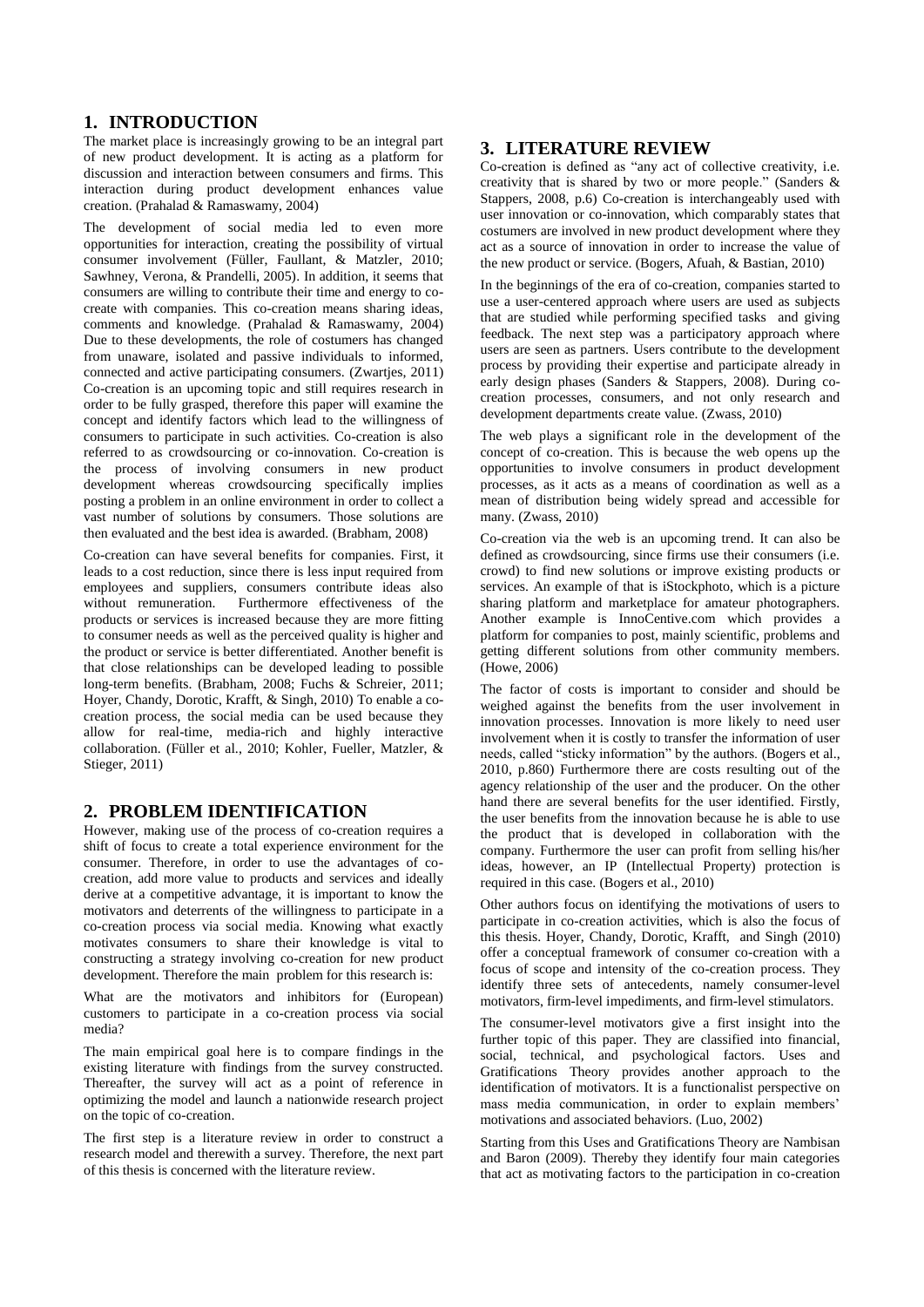## 1. INTRODUCTION

The market place is increasingly growing to be an integral part of new product development. It is acting as a platform for discussion and interaction between consumers and firms. This interaction during product development enhances value creation. (Prahalad & Ramaswamy, 2004)

The development of social media led to even more opportunities for interaction, creating the possibility of virtual consumer involvement (Füller, Faullant, & Matzler, 2010; Sawhney, Verona, & Prandelli, 2005). In addition, it seems that consumers are willing to contribute their time and energy to co-create with companies. This co-creation means sharing ideas, comments and knowledge. (Prahalad & Ramaswamy, 2004) Due to these developments, the role of costumers has changed from unaware, isolated and passive individuals to informed, connected and active participating consumers. (Zwartjes, 2011) Co-creation is an upcoming topic and still requires research in order to be fully grasped, therefore this paper will examine the concept and identify factors which lead to the willingness of consumers to participate in such activities. Co-creation is also referred to as crowdsourcing or co-innovation. Co-creation is the process of involving consumers in new product development whereas crowdsourcing specifically implies posting a problem in an online environment in order to collect a vast number of solutions by consumers. Those solutions are then evaluated and the best idea is awarded. (Brabham, 2008)

Co-creation can have several benefits for companies. First, it leads to a cost reduction, since there is less input required from employees and suppliers, consumers contribute ideas also without remuneration. Furthermore effectiveness of the products or services is increased because they are more fitting to consumer needs as well as the perceived quality is higher and the product or service is better differentiated. Another benefit is that close relationships can be developed leading to possible long-term benefits. (Brabham, 2008; Fuchs & Schreier, 2011; Hoyer, Chandy, Dorotic, Krafft, & Singh, 2010) To enable a co-creation process, the social media can be used because they allow for real-time, media-rich and highly interactive collaboration. (Füller et al., 2010; Kohler, Fueller, Matzler, & Stieger, 2011)

## 2. PROBLEM IDENTIFICATION

However, making use of the process of co-creation requires a shift of focus to create a total experience environment for the consumer. Therefore, in order to use the advantages of co-creation, add more value to products and services and ideally derive at a competitive advantage, it is important to know the motivators and deterrents of the willingness to participate in a co-creation process via social media. Knowing what exactly motivates consumers to share their knowledge is vital to constructing a strategy involving co-creation for new product development. Therefore the main problem for this research is:

What are the motivators and inhibitors for (European) customers to participate in a co-creation process via social media?

The main empirical goal here is to compare findings in the existing literature with findings from the survey constructed. Thereafter, the survey will act as a point of reference in optimizing the model and launch a nationwide research project on the topic of co-creation.

The first step is a literature review in order to construct a research model and therewith a survey. Therefore, the next part of this thesis is concerned with the literature review.

## 3. LITERATURE REVIEW

Co-creation is defined as "any act of collective creativity, i.e. creativity that is shared by two or more people." (Sanders & Stappers, 2008, p.6) Co-creation is interchangeably used with user innovation or co-innovation, which comparably states that costumers are involved in new product development where they act as a source of innovation in order to increase the value of the new product or service. (Bogers, Afuah, & Bastian, 2010)

In the beginnings of the era of co-creation, companies started to use a user-centered approach where users are used as subjects that are studied while performing specified tasks and giving feedback. The next step was a participatory approach where users are seen as partners. Users contribute to the development process by providing their expertise and participate already in early design phases (Sanders & Stappers, 2008). During co-creation processes, consumers, and not only research and development departments create value. (Zwass, 2010)

The web plays a significant role in the development of the concept of co-creation. This is because the web opens up the opportunities to involve consumers in product development processes, as it acts as a means of coordination as well as a mean of distribution being widely spread and accessible for many. (Zwass, 2010)

Co-creation via the web is an upcoming trend. It can also be defined as crowdsourcing, since firms use their consumers (i.e. crowd) to find new solutions or improve existing products or services. An example of that is iStockphoto, which is a picture sharing platform and marketplace for amateur photographers. Another example is InnoCentive.com which provides a platform for companies to post, mainly scientific, problems and getting different solutions from other community members. (Howe, 2006)

The factor of costs is important to consider and should be weighed against the benefits from the user involvement in innovation processes. Innovation is more likely to need user involvement when it is costly to transfer the information of user needs, called "sticky information" by the authors. (Bogers et al., 2010, p.860) Furthermore there are costs resulting out of the agency relationship of the user and the producer. On the other hand there are several benefits for the user identified. Firstly, the user benefits from the innovation because he is able to use the product that is developed in collaboration with the company. Furthermore the user can profit from selling his/her ideas, however, an IP (Intellectual Property) protection is required in this case. (Bogers et al., 2010)

Other authors focus on identifying the motivations of users to participate in co-creation activities, which is also the focus of this thesis. Hoyer, Chandy, Dorotic, Krafft, and Singh (2010) offer a conceptual framework of consumer co-creation with a focus of scope and intensity of the co-creation process. They identify three sets of antecedents, namely consumer-level motivators, firm-level impediments, and firm-level stimulators.

The consumer-level motivators give a first insight into the further topic of this paper. They are classified into financial, social, technical, and psychological factors. Uses and Gratifications Theory provides another approach to the identification of motivators. It is a functionalist perspective on mass media communication, in order to explain members' motivations and associated behaviors. (Luo, 2002)

Starting from this Uses and Gratifications Theory are Nambisan and Baron (2009). Thereby they identify four main categories that act as motivating factors to the participation in co-creation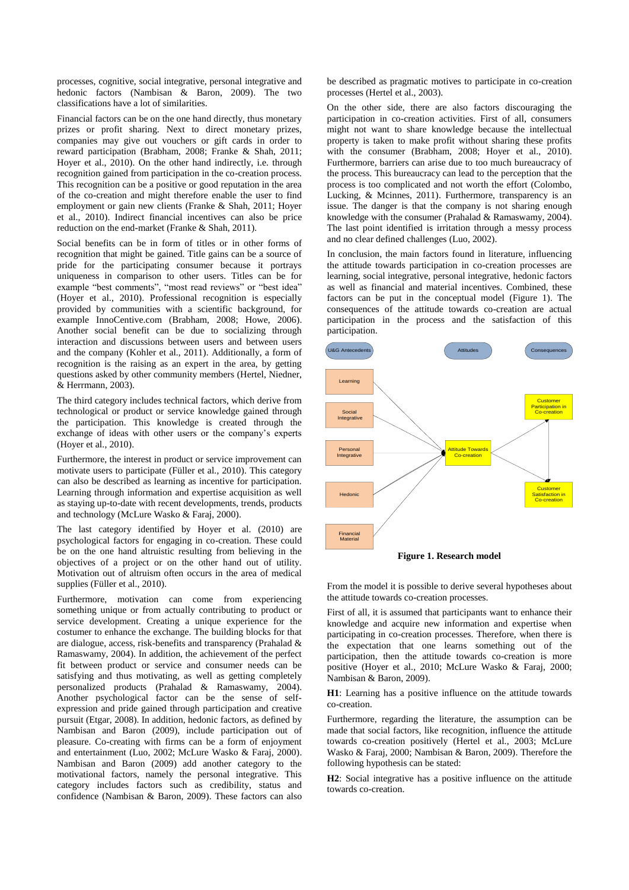processes, cognitive, social integrative, personal integrative and hedonic factors (Nambisan & Baron, 2009). The two classifications have a lot of similarities.

Financial factors can be on the one hand directly, thus monetary prizes or profit sharing. Next to direct monetary prizes, companies may give out vouchers or gift cards in order to reward participation (Brabham, 2008; Franke & Shah, 2011; Hoyer et al., 2010). On the other hand indirectly, i.e. through recognition gained from participation in the co-creation process. This recognition can be a positive or good reputation in the area of the co-creation and might therefore enable the user to find employment or gain new clients (Franke & Shah, 2011; Hoyer et al., 2010). Indirect financial incentives can also be price reduction on the end-market (Franke & Shah, 2011).

Social benefits can be in form of titles or in other forms of recognition that might be gained. Title gains can be a source of pride for the participating consumer because it portrays uniqueness in comparison to other users. Titles can be for example "best comments", "most read reviews" or "best idea" (Hoyer et al., 2010). Professional recognition is especially provided by communities with a scientific background, for example InnoCentive.com (Brabham, 2008; Howe, 2006). Another social benefit can be due to socializing through interaction and discussions between users and between users and the company (Kohler et al., 2011). Additionally, a form of recognition is the raising as an expert in the area, by getting questions asked by other community members (Hertel, Niedner, & Herrmann, 2003).

The third category includes technical factors, which derive from technological or product or service knowledge gained through the participation. This knowledge is created through the exchange of ideas with other users or the company's experts (Hoyer et al., 2010).

Furthermore, the interest in product or service improvement can motivate users to participate (Füller et al., 2010). This category can also be described as learning as incentive for participation. Learning through information and expertise acquisition as well as staying up-to-date with recent developments, trends, products and technology (McLure Wasko & Faraj, 2000).

The last category identified by Hoyer et al. (2010) are psychological factors for engaging in co-creation. These could be on the one hand altruistic resulting from believing in the objectives of a project or on the other hand out of utility. Motivation out of altruism often occurs in the area of medical supplies (Füller et al., 2010).

Furthermore, motivation can come from experiencing something unique or from actually contributing to product or service development. Creating a unique experience for the costumer to enhance the exchange. The building blocks for that are dialogue, access, risk-benefits and transparency (Prahalad & Ramaswamy, 2004). In addition, the achievement of the perfect fit between product or service and consumer needs can be satisfying and thus motivating, as well as getting completely personalized products (Prahalad & Ramaswamy, 2004). Another psychological factor can be the sense of self-expression and pride gained through participation and creative pursuit (Etgar, 2008). In addition, hedonic factors, as defined by Nambisan and Baron (2009), include participation out of pleasure. Co-creating with firms can be a form of enjoyment and entertainment (Luo, 2002; McLure Wasko & Faraj, 2000). Nambisan and Baron (2009) add another category to the motivational factors, namely the personal integrative. This category includes factors such as credibility, status and confidence (Nambisan & Baron, 2009). These factors can also be described as pragmatic motives to participate in co-creation processes (Hertel et al., 2003).

On the other side, there are also factors discouraging the participation in co-creation activities. First of all, consumers might not want to share knowledge because the intellectual property is taken to make profit without sharing these profits with the consumer (Brabham, 2008; Hoyer et al., 2010). Furthermore, barriers can arise due to too much bureaucracy of the process. This bureaucracy can lead to the perception that the process is too complicated and not worth the effort (Colombo, Lucking, & Mcinnes, 2011). Furthermore, transparency is an issue. The danger is that the company is not sharing enough knowledge with the consumer (Prahalad & Ramaswamy, 2004). The last point identified is irritation through a messy process and no clear defined challenges (Luo, 2002).

In conclusion, the main factors found in literature, influencing the attitude towards participation in co-creation processes are learning, social integrative, personal integrative, hedonic factors as well as financial and material incentives. Combined, these factors can be put in the conceptual model (Figure 1). The consequences of the attitude towards co-creation are actual participation in the process and the satisfaction of this participation.

U&G Antecedents — Attitudes — Consequences

Learning, Social Integrative, Personal Integrative, Hedonic, Financial Material → Attitude Towards Co-creation → Customer Participation in Co-creation → Customer Satisfaction in Co-creation

**Figure 1. Research model**

From the model it is possible to derive several hypotheses about the attitude towards co-creation processes.

First of all, it is assumed that participants want to enhance their knowledge and acquire new information and expertise when participating in co-creation processes. Therefore, when there is the expectation that one learns something out of the participation, then the attitude towards co-creation is more positive (Hoyer et al., 2010; McLure Wasko & Faraj, 2000; Nambisan & Baron, 2009).

**H1**: Learning has a positive influence on the attitude towards co-creation.

Furthermore, regarding the literature, the assumption can be made that social factors, like recognition, influence the attitude towards co-creation positively (Hertel et al., 2003; McLure Wasko & Faraj, 2000; Nambisan & Baron, 2009). Therefore the following hypothesis can be stated:

**H2**: Social integrative has a positive influence on the attitude towards co-creation.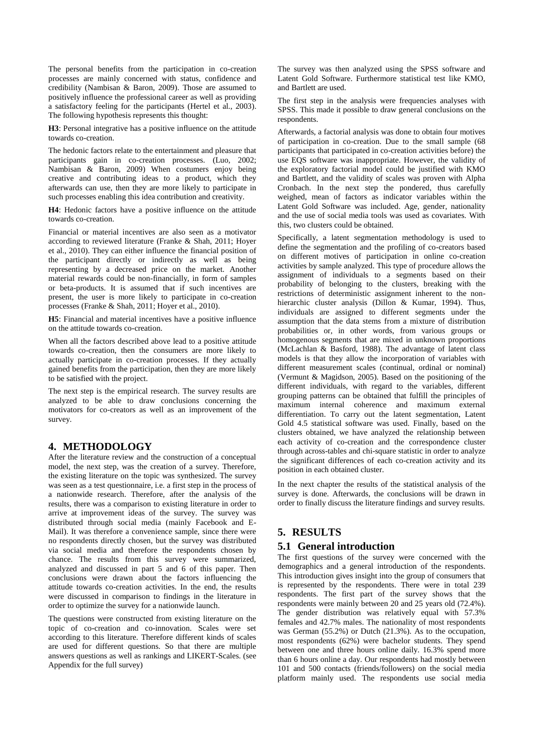The personal benefits from the participation in co-creation processes are mainly concerned with status, confidence and credibility (Nambisan & Baron, 2009). Those are assumed to positively influence the professional career as well as providing a satisfactory feeling for the participants (Hertel et al., 2003). The following hypothesis represents this thought:

**H3**: Personal integrative has a positive influence on the attitude towards co-creation.

The hedonic factors relate to the entertainment and pleasure that participants gain in co-creation processes. (Luo, 2002; Nambisan & Baron, 2009) When costumers enjoy being creative and contributing ideas to a product, which they afterwards can use, then they are more likely to participate in such processes enabling this idea contribution and creativity.

**H4**: Hedonic factors have a positive influence on the attitude towards co-creation.

Financial or material incentives are also seen as a motivator according to reviewed literature (Franke & Shah, 2011; Hoyer et al., 2010). They can either influence the financial position of the participant directly or indirectly as well as being representing by a decreased price on the market. Another material rewards could be non-financially, in form of samples or beta-products. It is assumed that if such incentives are present, the user is more likely to participate in co-creation processes (Franke & Shah, 2011; Hoyer et al., 2010).

**H5**: Financial and material incentives have a positive influence on the attitude towards co-creation.

When all the factors described above lead to a positive attitude towards co-creation, then the consumers are more likely to actually participate in co-creation processes. If they actually gained benefits from the participation, then they are more likely to be satisfied with the project.

The next step is the empirical research. The survey results are analyzed to be able to draw conclusions concerning the motivators for co-creators as well as an improvement of the survey.

## 4. METHODOLOGY

After the literature review and the construction of a conceptual model, the next step, was the creation of a survey. Therefore, the existing literature on the topic was synthesized. The survey was seen as a test questionnaire, i.e. a first step in the process of a nationwide research. Therefore, after the analysis of the results, there was a comparison to existing literature in order to arrive at improvement ideas of the survey. The survey was distributed through social media (mainly Facebook and E-Mail). It was therefore a convenience sample, since there were no respondents directly chosen, but the survey was distributed via social media and therefore the respondents chosen by chance. The results from this survey were summarized, analyzed and discussed in part 5 and 6 of this paper. Then conclusions were drawn about the factors influencing the attitude towards co-creation activities. In the end, the results were discussed in comparison to findings in the literature in order to optimize the survey for a nationwide launch.

The questions were constructed from existing literature on the topic of co-creation and co-innovation. Scales were set according to this literature. Therefore different kinds of scales are used for different questions. So that there are multiple answers questions as well as rankings and LIKERT-Scales. (see Appendix for the full survey)

The survey was then analyzed using the SPSS software and Latent Gold Software. Furthermore statistical test like KMO, and Bartlett are used.

The first step in the analysis were frequencies analyses with SPSS. This made it possible to draw general conclusions on the respondents.

Afterwards, a factorial analysis was done to obtain four motives of participation in co-creation. Due to the small sample (68 participants that participated in co-creation activities before) the use EQS software was inappropriate. However, the validity of the exploratory factorial model could be justified with KMO and Bartlett, and the validity of scales was proven with Alpha Cronbach. In the next step the pondered, thus carefully weighed, mean of factors as indicator variables within the Latent Gold Software was included. Age, gender, nationality and the use of social media tools was used as covariates. With this, two clusters could be obtained.

Specifically, a latent segmentation methodology is used to define the segmentation and the profiling of co-creators based on different motives of participation in online co-creation activities by sample analyzed. This type of procedure allows the assignment of individuals to a segments based on their probability of belonging to the clusters, breaking with the restrictions of deterministic assignment inherent to the non-hierarchic cluster analysis (Dillon & Kumar, 1994). Thus, individuals are assigned to different segments under the assumption that the data stems from a mixture of distribution probabilities or, in other words, from various groups or homogenous segments that are mixed in unknown proportions (McLachlan & Basford, 1988). The advantage of latent class models is that they allow the incorporation of variables with different measurement scales (continual, ordinal or nominal) (Vermunt & Magidson, 2005). Based on the positioning of the different individuals, with regard to the variables, different grouping patterns can be obtained that fulfill the principles of maximum internal coherence and maximum external differentiation. To carry out the latent segmentation, Latent Gold 4.5 statistical software was used. Finally, based on the clusters obtained, we have analyzed the relationship between each activity of co-creation and the correspondence cluster through across-tables and chi-square statistic in order to analyze the significant differences of each co-creation activity and its position in each obtained cluster.

In the next chapter the results of the statistical analysis of the survey is done. Afterwards, the conclusions will be drawn in order to finally discuss the literature findings and survey results.

## 5. RESULTS

### 5.1 General introduction

The first questions of the survey were concerned with the demographics and a general introduction of the respondents. This introduction gives insight into the group of consumers that is represented by the respondents. There were in total 239 respondents. The first part of the survey shows that the respondents were mainly between 20 and 25 years old (72.4%). The gender distribution was relatively equal with 57.3% females and 42.7% males. The nationality of most respondents was German (55.2%) or Dutch (21.3%). As to the occupation, most respondents (62%) were bachelor students. They spend between one and three hours online daily. 16.3% spend more than 6 hours online a day. Our respondents had mostly between 101 and 500 contacts (friends/followers) on the social media platform mainly used. The respondents use social media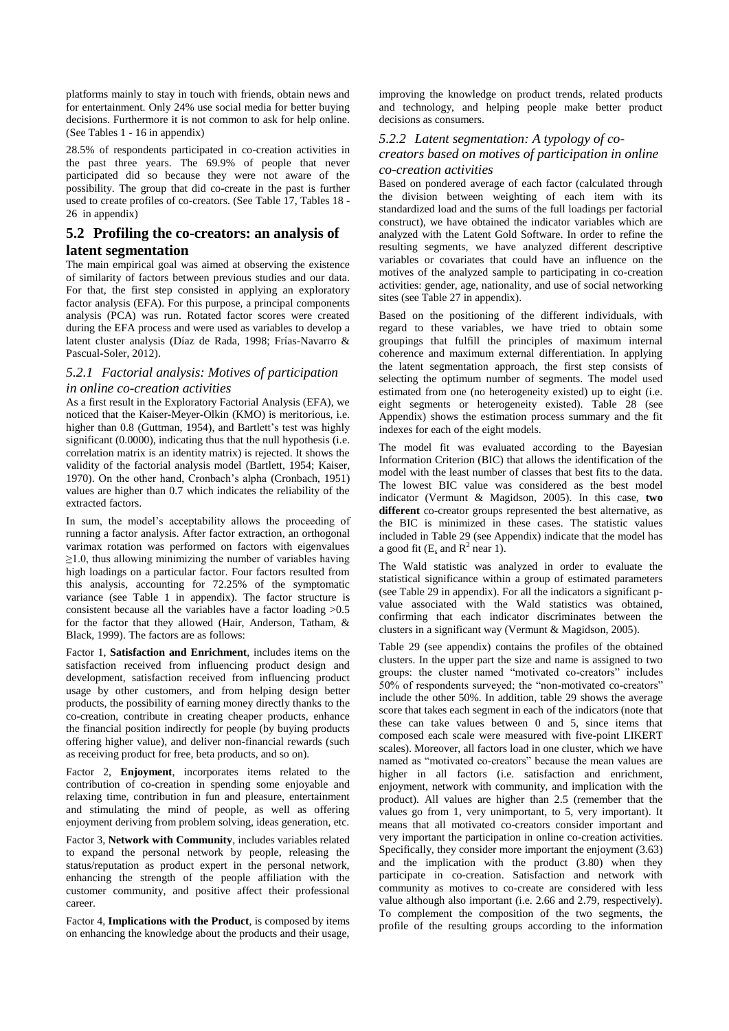platforms mainly to stay in touch with friends, obtain news and for entertainment. Only 24% use social media for better buying decisions. Furthermore it is not common to ask for help online. (See Tables 1 - 16 in appendix)

28.5% of respondents participated in co-creation activities in the past three years. The 69.9% of people that never participated did so because they were not aware of the possibility. The group that did co-create in the past is further used to create profiles of co-creators. (See Table 17, Tables 18 - 26 in appendix)

## 5.2 Profiling the co-creators: an analysis of latent segmentation

The main empirical goal was aimed at observing the existence of similarity of factors between previous studies and our data. For that, the first step consisted in applying an exploratory factor analysis (EFA). For this purpose, a principal components analysis (PCA) was run. Rotated factor scores were created during the EFA process and were used as variables to develop a latent cluster analysis (Díaz de Rada, 1998; Frías-Navarro & Pascual-Soler, 2012).

### *5.2.1 Factorial analysis: Motives of participation in online co-creation activities*

As a first result in the Exploratory Factorial Analysis (EFA), we noticed that the Kaiser-Meyer-Olkin (KMO) is meritorious, i.e. higher than 0.8 (Guttman, 1954), and Bartlett's test was highly significant (0.0000), indicating thus that the null hypothesis (i.e. correlation matrix is an identity matrix) is rejected. It shows the validity of the factorial analysis model (Bartlett, 1954; Kaiser, 1970). On the other hand, Cronbach's alpha (Cronbach, 1951) values are higher than 0.7 which indicates the reliability of the extracted factors.

In sum, the model's acceptability allows the proceeding of running a factor analysis. After factor extraction, an orthogonal varimax rotation was performed on factors with eigenvalues $\geq$1.0, thus allowing minimizing the number of variables having high loadings on a particular factor. Four factors resulted from this analysis, accounting for 72.25% of the symptomatic variance (see Table 1 in appendix). The factor structure is consistent because all the variables have a factor loading >0.5 for the factor that they allowed (Hair, Anderson, Tatham, & Black, 1999). The factors are as follows:

Factor 1, **Satisfaction and Enrichment**, includes items on the satisfaction received from influencing product design and development, satisfaction received from influencing product usage by other customers, and from helping design better products, the possibility of earning money directly thanks to the co-creation, contribute in creating cheaper products, enhance the financial position indirectly for people (by buying products offering higher value), and deliver non-financial rewards (such as receiving product for free, beta products, and so on).

Factor 2, **Enjoyment**, incorporates items related to the contribution of co-creation in spending some enjoyable and relaxing time, contribution in fun and pleasure, entertainment and stimulating the mind of people, as well as offering enjoyment deriving from problem solving, ideas generation, etc.

Factor 3, **Network with Community**, includes variables related to expand the personal network by people, releasing the status/reputation as product expert in the personal network, enhancing the strength of the people affiliation with the customer community, and positive affect their professional career.

Factor 4, **Implications with the Product**, is composed by items on enhancing the knowledge about the products and their usage, improving the knowledge on product trends, related products and technology, and helping people make better product decisions as consumers.

### *5.2.2 Latent segmentation: A typology of co-creators based on motives of participation in online co-creation activities*

Based on pondered average of each factor (calculated through the division between weighting of each item with its standardized load and the sums of the full loadings per factorial construct), we have obtained the indicator variables which are analyzed with the Latent Gold Software. In order to refine the resulting segments, we have analyzed different descriptive variables or covariates that could have an influence on the motives of the analyzed sample to participating in co-creation activities: gender, age, nationality, and use of social networking sites (see Table 27 in appendix).

Based on the positioning of the different individuals, with regard to these variables, we have tried to obtain some groupings that fulfill the principles of maximum internal coherence and maximum external differentiation. In applying the latent segmentation approach, the first step consists of selecting the optimum number of segments. The model used estimated from one (no heterogeneity existed) up to eight (i.e. eight segments or heterogeneity existed). Table 28 (see Appendix) shows the estimation process summary and the fit indexes for each of the eight models.

The model fit was evaluated according to the Bayesian Information Criterion (BIC) that allows the identification of the model with the least number of classes that best fits to the data. The lowest BIC value was considered as the best model indicator (Vermunt & Magidson, 2005). In this case, **two different** co-creator groups represented the best alternative, as the BIC is minimized in these cases. The statistic values included in Table 29 (see Appendix) indicate that the model has a good fit ($E_s$ and $R^2$ near 1).

The Wald statistic was analyzed in order to evaluate the statistical significance within a group of estimated parameters (see Table 29 in appendix). For all the indicators a significant p-value associated with the Wald statistics was obtained, confirming that each indicator discriminates between the clusters in a significant way (Vermunt & Magidson, 2005).

Table 29 (see appendix) contains the profiles of the obtained clusters. In the upper part the size and name is assigned to two groups: the cluster named "motivated co-creators" includes 50% of respondents surveyed; the "non-motivated co-creators" include the other 50%. In addition, table 29 shows the average score that takes each segment in each of the indicators (note that these can take values between 0 and 5, since items that composed each scale were measured with five-point LIKERT scales). Moreover, all factors load in one cluster, which we have named as "motivated co-creators" because the mean values are higher in all factors (i.e. satisfaction and enrichment, enjoyment, network with community, and implication with the product). All values are higher than 2.5 (remember that the values go from 1, very unimportant, to 5, very important). It means that all motivated co-creators consider important and very important the participation in online co-creation activities. Specifically, they consider more important the enjoyment (3.63) and the implication with the product (3.80) when they participate in co-creation. Satisfaction and network with community as motives to co-create are considered with less value although also important (i.e. 2.66 and 2.79, respectively). To complement the composition of the two segments, the profile of the resulting groups according to the information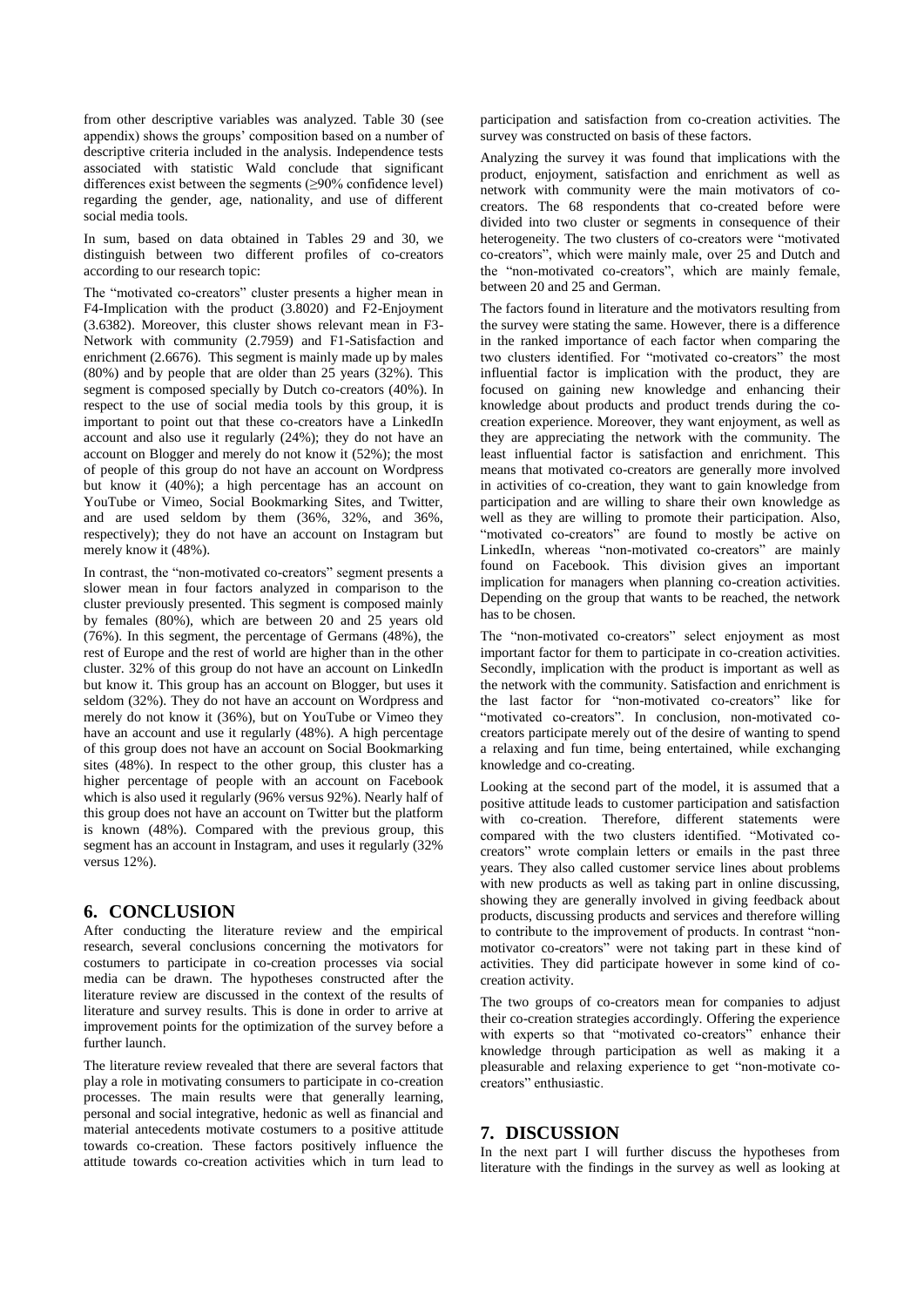from other descriptive variables was analyzed. Table 30 (see appendix) shows the groups' composition based on a number of descriptive criteria included in the analysis. Independence tests associated with statistic Wald conclude that significant differences exist between the segments (≥90% confidence level) regarding the gender, age, nationality, and use of different social media tools.

In sum, based on data obtained in Tables 29 and 30, we distinguish between two different profiles of co-creators according to our research topic:

The "motivated co-creators" cluster presents a higher mean in F4-Implication with the product (3.8020) and F2-Enjoyment (3.6382). Moreover, this cluster shows relevant mean in F3-Network with community (2.7959) and F1-Satisfaction and enrichment (2.6676). This segment is mainly made up by males (80%) and by people that are older than 25 years (32%). This segment is composed specially by Dutch co-creators (40%). In respect to the use of social media tools by this group, it is important to point out that these co-creators have a LinkedIn account and also use it regularly (24%); they do not have an account on Blogger and merely do not know it (52%); the most of people of this group do not have an account on Wordpress but know it (40%); a high percentage has an account on YouTube or Vimeo, Social Bookmarking Sites, and Twitter, and are used seldom by them (36%, 32%, and 36%, respectively); they do not have an account on Instagram but merely know it (48%).

In contrast, the "non-motivated co-creators" segment presents a slower mean in four factors analyzed in comparison to the cluster previously presented. This segment is composed mainly by females (80%), which are between 20 and 25 years old (76%). In this segment, the percentage of Germans (48%), the rest of Europe and the rest of world are higher than in the other cluster. 32% of this group do not have an account on LinkedIn but know it. This group has an account on Blogger, but uses it seldom (32%). They do not have an account on Wordpress and merely do not know it (36%), but on YouTube or Vimeo they have an account and use it regularly (48%). A high percentage of this group does not have an account on Social Bookmarking sites (48%). In respect to the other group, this cluster has a higher percentage of people with an account on Facebook which is also used it regularly (96% versus 92%). Nearly half of this group does not have an account on Twitter but the platform is known (48%). Compared with the previous group, this segment has an account in Instagram, and uses it regularly (32% versus 12%).

## 6. CONCLUSION

After conducting the literature review and the empirical research, several conclusions concerning the motivators for costumers to participate in co-creation processes via social media can be drawn. The hypotheses constructed after the literature review are discussed in the context of the results of literature and survey results. This is done in order to arrive at improvement points for the optimization of the survey before a further launch.

The literature review revealed that there are several factors that play a role in motivating consumers to participate in co-creation processes. The main results were that generally learning, personal and social integrative, hedonic as well as financial and material antecedents motivate costumers to a positive attitude towards co-creation. These factors positively influence the attitude towards co-creation activities which in turn lead to participation and satisfaction from co-creation activities. The survey was constructed on basis of these factors.

Analyzing the survey it was found that implications with the product, enjoyment, satisfaction and enrichment as well as network with community were the main motivators of co-creators. The 68 respondents that co-created before were divided into two cluster or segments in consequence of their heterogeneity. The two clusters of co-creators were "motivated co-creators", which were mainly male, over 25 and Dutch and the "non-motivated co-creators", which are mainly female, between 20 and 25 and German.

The factors found in literature and the motivators resulting from the survey were stating the same. However, there is a difference in the ranked importance of each factor when comparing the two clusters identified. For "motivated co-creators" the most influential factor is implication with the product, they are focused on gaining new knowledge and enhancing their knowledge about products and product trends during the co-creation experience. Moreover, they want enjoyment, as well as they are appreciating the network with the community. The least influential factor is satisfaction and enrichment. This means that motivated co-creators are generally more involved in activities of co-creation, they want to gain knowledge from participation and are willing to share their own knowledge as well as they are willing to promote their participation. Also, "motivated co-creators" are found to mostly be active on LinkedIn, whereas "non-motivated co-creators" are mainly found on Facebook. This division gives an important implication for managers when planning co-creation activities. Depending on the group that wants to be reached, the network has to be chosen.

The "non-motivated co-creators" select enjoyment as most important factor for them to participate in co-creation activities. Secondly, implication with the product is important as well as the network with the community. Satisfaction and enrichment is the last factor for "non-motivated co-creators" like for "motivated co-creators". In conclusion, non-motivated co-creators participate merely out of the desire of wanting to spend a relaxing and fun time, being entertained, while exchanging knowledge and co-creating.

Looking at the second part of the model, it is assumed that a positive attitude leads to customer participation and satisfaction with co-creation. Therefore, different statements were compared with the two clusters identified. "Motivated co-creators" wrote complain letters or emails in the past three years. They also called customer service lines about problems with new products as well as taking part in online discussing, showing they are generally involved in giving feedback about products, discussing products and services and therefore willing to contribute to the improvement of products. In contrast "non-motivator co-creators" were not taking part in these kind of activities. They did participate however in some kind of co-creation activity.

The two groups of co-creators mean for companies to adjust their co-creation strategies accordingly. Offering the experience with experts so that "motivated co-creators" enhance their knowledge through participation as well as making it a pleasurable and relaxing experience to get "non-motivate co-creators" enthusiastic.

## 7. DISCUSSION

In the next part I will further discuss the hypotheses from literature with the findings in the survey as well as looking at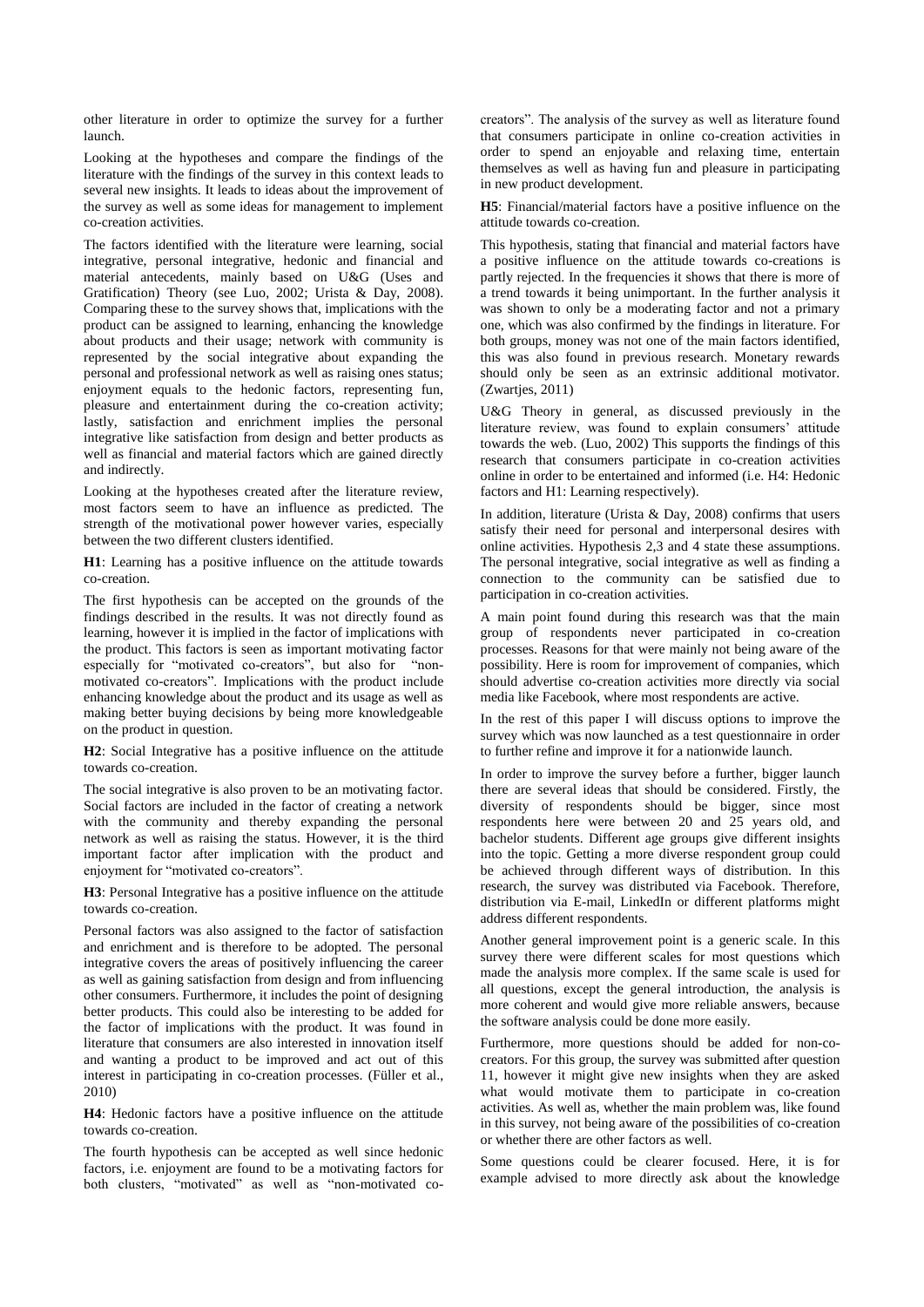other literature in order to optimize the survey for a further launch.

Looking at the hypotheses and compare the findings of the literature with the findings of the survey in this context leads to several new insights. It leads to ideas about the improvement of the survey as well as some ideas for management to implement co-creation activities.

The factors identified with the literature were learning, social integrative, personal integrative, hedonic and financial and material antecedents, mainly based on U&G (Uses and Gratification) Theory (see Luo, 2002; Urista & Day, 2008). Comparing these to the survey shows that, implications with the product can be assigned to learning, enhancing the knowledge about products and their usage; network with community is represented by the social integrative about expanding the personal and professional network as well as raising ones status; enjoyment equals to the hedonic factors, representing fun, pleasure and entertainment during the co-creation activity; lastly, satisfaction and enrichment implies the personal integrative like satisfaction from design and better products as well as financial and material factors which are gained directly and indirectly.

Looking at the hypotheses created after the literature review, most factors seem to have an influence as predicted. The strength of the motivational power however varies, especially between the two different clusters identified.

**H1**: Learning has a positive influence on the attitude towards co-creation.

The first hypothesis can be accepted on the grounds of the findings described in the results. It was not directly found as learning, however it is implied in the factor of implications with the product. This factors is seen as important motivating factor especially for "motivated co-creators", but also for "non-motivated co-creators". Implications with the product include enhancing knowledge about the product and its usage as well as making better buying decisions by being more knowledgeable on the product in question.

**H2**: Social Integrative has a positive influence on the attitude towards co-creation.

The social integrative is also proven to be an motivating factor. Social factors are included in the factor of creating a network with the community and thereby expanding the personal network as well as raising the status. However, it is the third important factor after implication with the product and enjoyment for "motivated co-creators".

**H3**: Personal Integrative has a positive influence on the attitude towards co-creation.

Personal factors was also assigned to the factor of satisfaction and enrichment and is therefore to be adopted. The personal integrative covers the areas of positively influencing the career as well as gaining satisfaction from design and from influencing other consumers. Furthermore, it includes the point of designing better products. This could also be interesting to be added for the factor of implications with the product. It was found in literature that consumers are also interested in innovation itself and wanting a product to be improved and act out of this interest in participating in co-creation processes. (Füller et al., 2010)

**H4**: Hedonic factors have a positive influence on the attitude towards co-creation.

The fourth hypothesis can be accepted as well since hedonic factors, i.e. enjoyment are found to be a motivating factors for both clusters, "motivated" as well as "non-motivated co-creators". The analysis of the survey as well as literature found that consumers participate in online co-creation activities in order to spend an enjoyable and relaxing time, entertain themselves as well as having fun and pleasure in participating in new product development.

**H5**: Financial/material factors have a positive influence on the attitude towards co-creation.

This hypothesis, stating that financial and material factors have a positive influence on the attitude towards co-creations is partly rejected. In the frequencies it shows that there is more of a trend towards it being unimportant. In the further analysis it was shown to only be a moderating factor and not a primary one, which was also confirmed by the findings in literature. For both groups, money was not one of the main factors identified, this was also found in previous research. Monetary rewards should only be seen as an extrinsic additional motivator. (Zwartjes, 2011)

U&G Theory in general, as discussed previously in the literature review, was found to explain consumers' attitude towards the web. (Luo, 2002) This supports the findings of this research that consumers participate in co-creation activities online in order to be entertained and informed (i.e. H4: Hedonic factors and H1: Learning respectively).

In addition, literature (Urista & Day, 2008) confirms that users satisfy their need for personal and interpersonal desires with online activities. Hypothesis 2,3 and 4 state these assumptions. The personal integrative, social integrative as well as finding a connection to the community can be satisfied due to participation in co-creation activities.

A main point found during this research was that the main group of respondents never participated in co-creation processes. Reasons for that were mainly not being aware of the possibility. Here is room for improvement of companies, which should advertise co-creation activities more directly via social media like Facebook, where most respondents are active.

In the rest of this paper I will discuss options to improve the survey which was now launched as a test questionnaire in order to further refine and improve it for a nationwide launch.

In order to improve the survey before a further, bigger launch there are several ideas that should be considered. Firstly, the diversity of respondents should be bigger, since most respondents here were between 20 and 25 years old, and bachelor students. Different age groups give different insights into the topic. Getting a more diverse respondent group could be achieved through different ways of distribution. In this research, the survey was distributed via Facebook. Therefore, distribution via E-mail, LinkedIn or different platforms might address different respondents.

Another general improvement point is a generic scale. In this survey there were different scales for most questions which made the analysis more complex. If the same scale is used for all questions, except the general introduction, the analysis is more coherent and would give more reliable answers, because the software analysis could be done more easily.

Furthermore, more questions should be added for non-co-creators. For this group, the survey was submitted after question 11, however it might give new insights when they are asked what would motivate them to participate in co-creation activities. As well as, whether the main problem was, like found in this survey, not being aware of the possibilities of co-creation or whether there are other factors as well.

Some questions could be clearer focused. Here, it is for example advised to more directly ask about the knowledge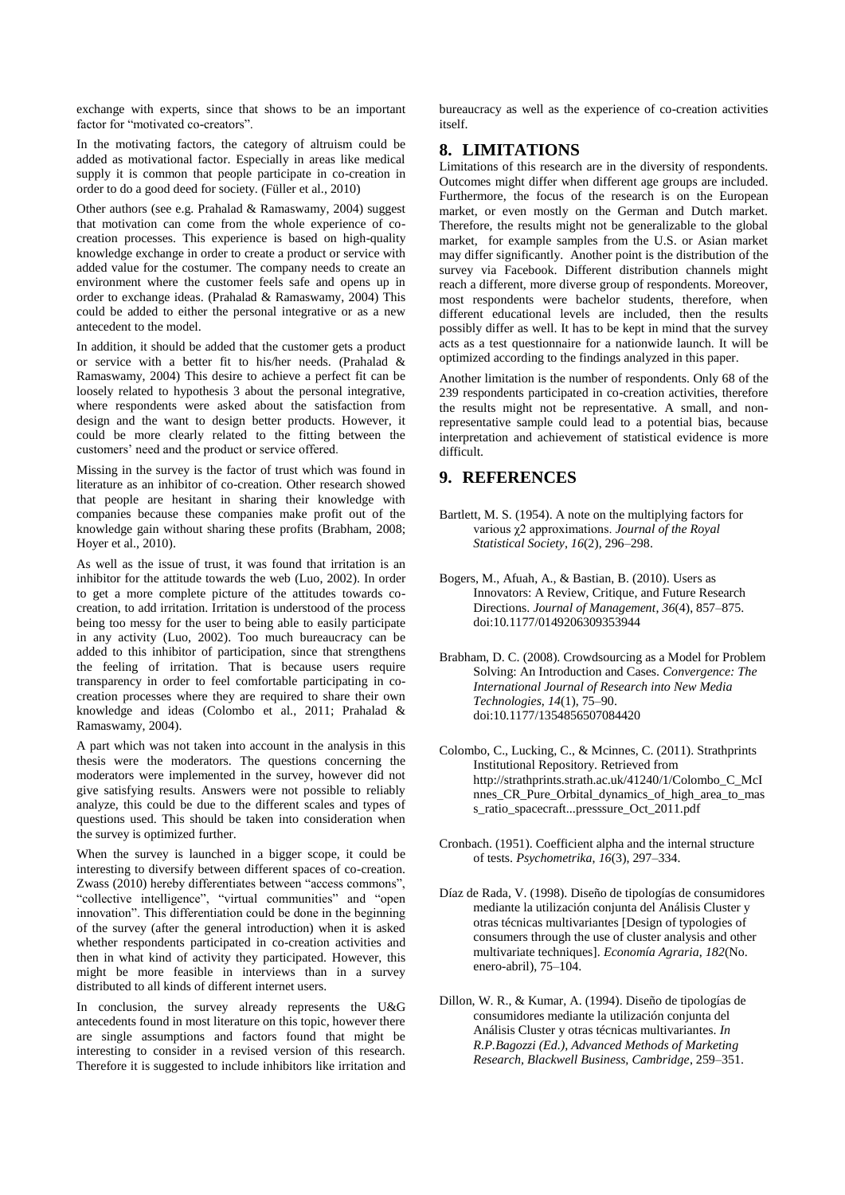exchange with experts, since that shows to be an important factor for "motivated co-creators".

In the motivating factors, the category of altruism could be added as motivational factor. Especially in areas like medical supply it is common that people participate in co-creation in order to do a good deed for society. (Füller et al., 2010)

Other authors (see e.g. Prahalad & Ramaswamy, 2004) suggest that motivation can come from the whole experience of co-creation processes. This experience is based on high-quality knowledge exchange in order to create a product or service with added value for the costumer. The company needs to create an environment where the customer feels safe and opens up in order to exchange ideas. (Prahalad & Ramaswamy, 2004) This could be added to either the personal integrative or as a new antecedent to the model.

In addition, it should be added that the customer gets a product or service with a better fit to his/her needs. (Prahalad & Ramaswamy, 2004) This desire to achieve a perfect fit can be loosely related to hypothesis 3 about the personal integrative, where respondents were asked about the satisfaction from design and the want to design better products. However, it could be more clearly related to the fitting between the customers' need and the product or service offered.

Missing in the survey is the factor of trust which was found in literature as an inhibitor of co-creation. Other research showed that people are hesitant in sharing their knowledge with companies because these companies make profit out of the knowledge gain without sharing these profits (Brabham, 2008; Hoyer et al., 2010).

As well as the issue of trust, it was found that irritation is an inhibitor for the attitude towards the web (Luo, 2002). In order to get a more complete picture of the attitudes towards co-creation, to add irritation. Irritation is understood of the process being too messy for the user to being able to easily participate in any activity (Luo, 2002). Too much bureaucracy can be added to this inhibitor of participation, since that strengthens the feeling of irritation. That is because users require transparency in order to feel comfortable participating in co-creation processes where they are required to share their own knowledge and ideas (Colombo et al., 2011; Prahalad & Ramaswamy, 2004).

A part which was not taken into account in the analysis in this thesis were the moderators. The questions concerning the moderators were implemented in the survey, however did not give satisfying results. Answers were not possible to reliably analyze, this could be due to the different scales and types of questions used. This should be taken into consideration when the survey is optimized further.

When the survey is launched in a bigger scope, it could be interesting to diversify between different spaces of co-creation. Zwass (2010) hereby differentiates between "access commons", "collective intelligence", "virtual communities" and "open innovation". This differentiation could be done in the beginning of the survey (after the general introduction) when it is asked whether respondents participated in co-creation activities and then in what kind of activity they participated. However, this might be more feasible in interviews than in a survey distributed to all kinds of different internet users.

In conclusion, the survey already represents the U&G antecedents found in most literature on this topic, however there are single assumptions and factors found that might be interesting to consider in a revised version of this research. Therefore it is suggested to include inhibitors like irritation and bureaucracy as well as the experience of co-creation activities itself.

## 8. LIMITATIONS

Limitations of this research are in the diversity of respondents. Outcomes might differ when different age groups are included. Furthermore, the focus of the research is on the European market, or even mostly on the German and Dutch market. Therefore, the results might not be generalizable to the global market, for example samples from the U.S. or Asian market may differ significantly. Another point is the distribution of the survey via Facebook. Different distribution channels might reach a different, more diverse group of respondents. Moreover, most respondents were bachelor students, therefore, when different educational levels are included, then the results possibly differ as well. It has to be kept in mind that the survey acts as a test questionnaire for a nationwide launch. It will be optimized according to the findings analyzed in this paper.

Another limitation is the number of respondents. Only 68 of the 239 respondents participated in co-creation activities, therefore the results might not be representative. A small, and non-representative sample could lead to a potential bias, because interpretation and achievement of statistical evidence is more difficult.

## 9. REFERENCES

Bartlett, M. S. (1954). A note on the multiplying factors for various χ2 approximations. *Journal of the Royal Statistical Society*, *16*(2), 296–298.

Bogers, M., Afuah, A., & Bastian, B. (2010). Users as Innovators: A Review, Critique, and Future Research Directions. *Journal of Management*, *36*(4), 857–875. doi:10.1177/0149206309353944

Brabham, D. C. (2008). Crowdsourcing as a Model for Problem Solving: An Introduction and Cases. *Convergence: The International Journal of Research into New Media Technologies*, *14*(1), 75–90. doi:10.1177/1354856507084420

Colombo, C., Lucking, C., & Mcinnes, C. (2011). Strathprints Institutional Repository. Retrieved from http://strathprints.strath.ac.uk/41240/1/Colombo_C_McInnes_CR_Pure_Orbital_dynamics_of_high_area_to_mass_ratio_spacecraft...presssure_Oct_2011.pdf

Cronbach. (1951). Coefficient alpha and the internal structure of tests. *Psychometrika*, *16*(3), 297–334.

Díaz de Rada, V. (1998). Diseño de tipologías de consumidores mediante la utilización conjunta del Análisis Cluster y otras técnicas multivariantes [Design of typologies of consumers through the use of cluster analysis and other multivariate techniques]. *Economía Agraria*, *182*(No. enero-abril), 75–104.

Dillon, W. R., & Kumar, A. (1994). Diseño de tipologías de consumidores mediante la utilización conjunta del Análisis Cluster y otras técnicas multivariantes. *In R.P.Bagozzi (Ed.), Advanced Methods of Marketing Research, Blackwell Business, Cambridge*, 259–351.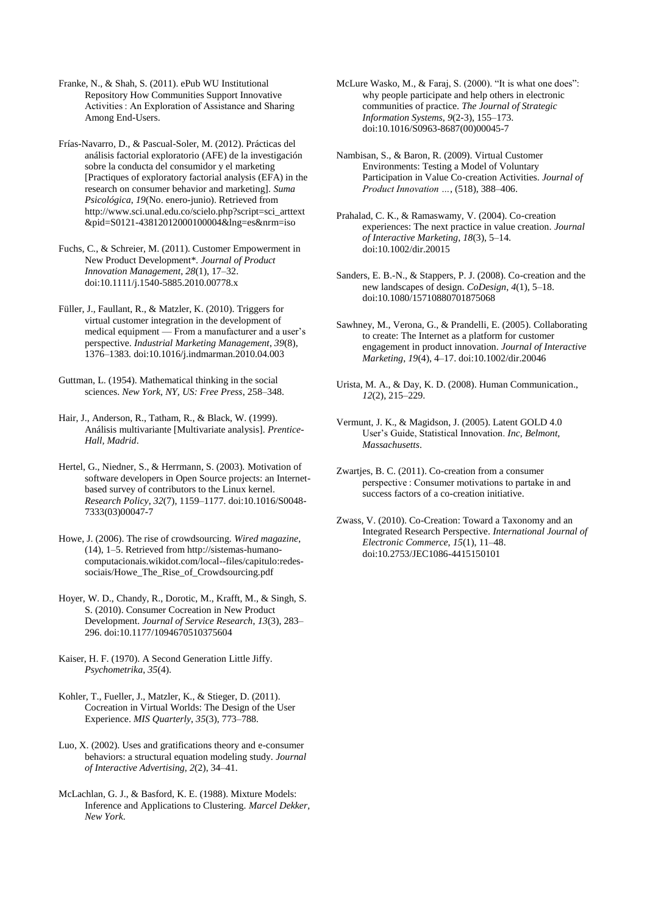Franke, N., & Shah, S. (2011). ePub WU Institutional Repository How Communities Support Innovative Activities : An Exploration of Assistance and Sharing Among End-Users.

Frías-Navarro, D., & Pascual-Soler, M. (2012). Prácticas del análisis factorial exploratorio (AFE) de la investigación sobre la conducta del consumidor y el marketing [Practiques of exploratory factorial analysis (EFA) in the research on consumer behavior and marketing]. *Suma Psicológica*, *19*(No. enero-junio). Retrieved from http://www.sci.unal.edu.co/scielo.php?script=sci_arttext&pid=S0121-43812012000100004&lng=es&nrm=iso

Fuchs, C., & Schreier, M. (2011). Customer Empowerment in New Product Development*. *Journal of Product Innovation Management*, *28*(1), 17–32. doi:10.1111/j.1540-5885.2010.00778.x

Füller, J., Faullant, R., & Matzler, K. (2010). Triggers for virtual customer integration in the development of medical equipment — From a manufacturer and a user's perspective. *Industrial Marketing Management*, *39*(8), 1376–1383. doi:10.1016/j.indmarman.2010.04.003

Guttman, L. (1954). Mathematical thinking in the social sciences. *New York, NY, US: Free Press*, 258–348.

Hair, J., Anderson, R., Tatham, R., & Black, W. (1999). Análisis multivariante [Multivariate analysis]. *Prentice-Hall, Madrid*.

Hertel, G., Niedner, S., & Herrmann, S. (2003). Motivation of software developers in Open Source projects: an Internet-based survey of contributors to the Linux kernel. *Research Policy*, *32*(7), 1159–1177. doi:10.1016/S0048-7333(03)00047-7

Howe, J. (2006). The rise of crowdsourcing. *Wired magazine*, (14), 1–5. Retrieved from http://sistemas-humano-computacionais.wikidot.com/local--files/capitulo:redes-sociais/Howe_The_Rise_of_Crowdsourcing.pdf

Hoyer, W. D., Chandy, R., Dorotic, M., Krafft, M., & Singh, S. S. (2010). Consumer Cocreation in New Product Development. *Journal of Service Research*, *13*(3), 283–296. doi:10.1177/1094670510375604

Kaiser, H. F. (1970). A Second Generation Little Jiffy. *Psychometrika*, *35*(4).

Kohler, T., Fueller, J., Matzler, K., & Stieger, D. (2011). Cocreation in Virtual Worlds: The Design of the User Experience. *MIS Quarterly*, *35*(3), 773–788.

Luo, X. (2002). Uses and gratifications theory and e-consumer behaviors: a structural equation modeling study. *Journal of Interactive Advertising*, *2*(2), 34–41.

McLachlan, G. J., & Basford, K. E. (1988). Mixture Models: Inference and Applications to Clustering. *Marcel Dekker, New York*.

McLure Wasko, M., & Faraj, S. (2000). "It is what one does": why people participate and help others in electronic communities of practice. *The Journal of Strategic Information Systems*, *9*(2-3), 155–173. doi:10.1016/S0963-8687(00)00045-7

Nambisan, S., & Baron, R. (2009). Virtual Customer Environments: Testing a Model of Voluntary Participation in Value Co-creation Activities. *Journal of Product Innovation …*, (518), 388–406.

Prahalad, C. K., & Ramaswamy, V. (2004). Co-creation experiences: The next practice in value creation. *Journal of Interactive Marketing*, *18*(3), 5–14. doi:10.1002/dir.20015

Sanders, E. B.-N., & Stappers, P. J. (2008). Co-creation and the new landscapes of design. *CoDesign*, *4*(1), 5–18. doi:10.1080/15710880701875068

Sawhney, M., Verona, G., & Prandelli, E. (2005). Collaborating to create: The Internet as a platform for customer engagement in product innovation. *Journal of Interactive Marketing*, *19*(4), 4–17. doi:10.1002/dir.20046

Urista, M. A., & Day, K. D. (2008). Human Communication., *12*(2), 215–229.

Vermunt, J. K., & Magidson, J. (2005). Latent GOLD 4.0 User's Guide, Statistical Innovation. *Inc, Belmont, Massachusetts*.

Zwartjes, B. C. (2011). Co-creation from a consumer perspective : Consumer motivations to partake in and success factors of a co-creation initiative.

Zwass, V. (2010). Co-Creation: Toward a Taxonomy and an Integrated Research Perspective. *International Journal of Electronic Commerce*, *15*(1), 11–48. doi:10.2753/JEC1086-4415150101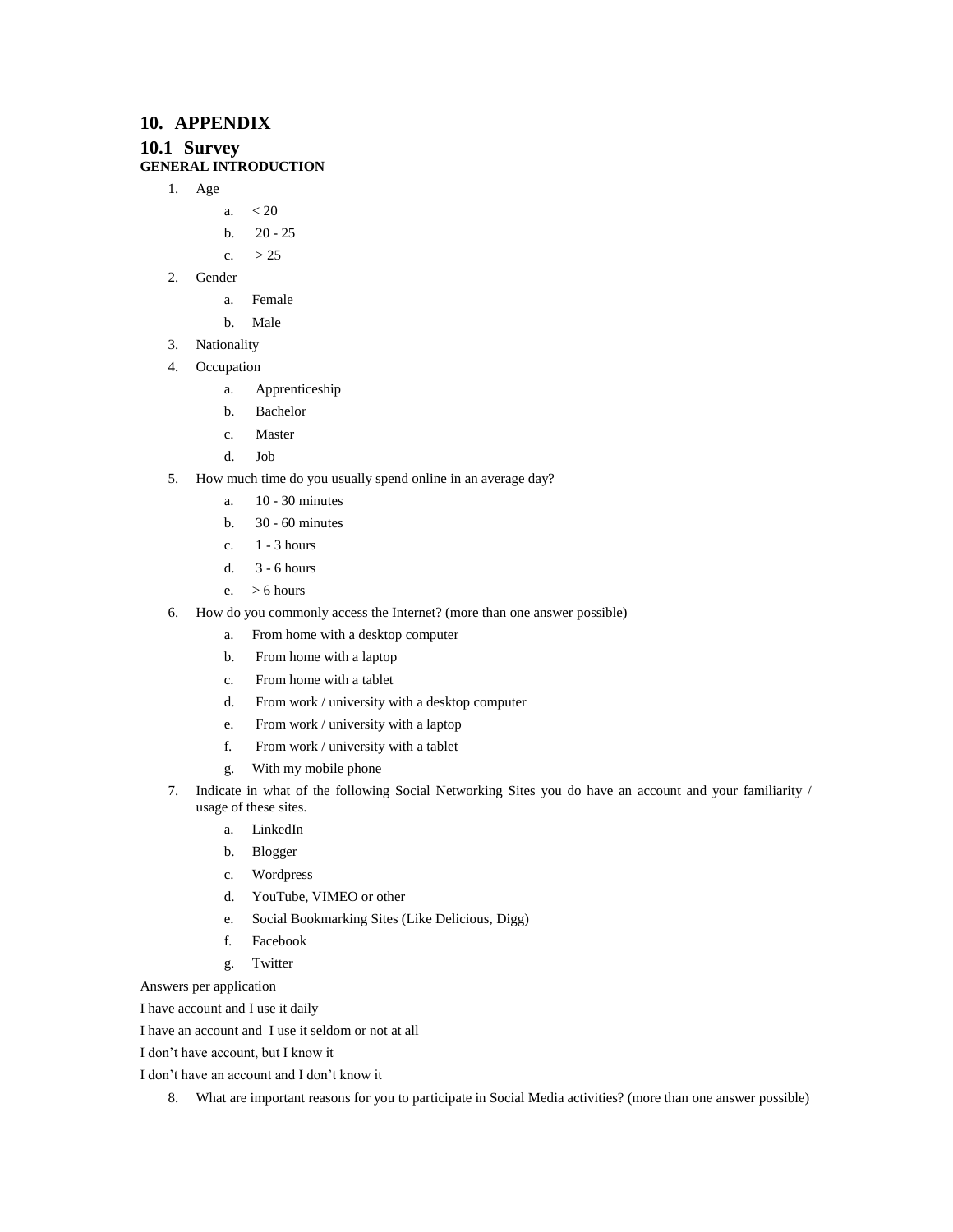# 10. APPENDIX

## 10.1 Survey

**GENERAL INTRODUCTION**

1. Age
   a. < 20
   b. 20 - 25
   c. > 25
2. Gender
   a. Female
   b. Male
3. Nationality
4. Occupation
   a. Apprenticeship
   b. Bachelor
   c. Master
   d. Job
5. How much time do you usually spend online in an average day?
   a. 10 - 30 minutes
   b. 30 - 60 minutes
   c. 1 - 3 hours
   d. 3 - 6 hours
   e. > 6 hours
6. How do you commonly access the Internet? (more than one answer possible)
   a. From home with a desktop computer
   b. From home with a laptop
   c. From home with a tablet
   d. From work / university with a desktop computer
   e. From work / university with a laptop
   f. From work / university with a tablet
   g. With my mobile phone
7. Indicate in what of the following Social Networking Sites you do have an account and your familiarity / usage of these sites.
   a. LinkedIn
   b. Blogger
   c. Wordpress
   d. YouTube, VIMEO or other
   e. Social Bookmarking Sites (Like Delicious, Digg)
   f. Facebook
   g. Twitter

Answers per application

I have account and I use it daily

I have an account and I use it seldom or not at all

I don't have account, but I know it

I don't have an account and I don't know it

8. What are important reasons for you to participate in Social Media activities? (more than one answer possible)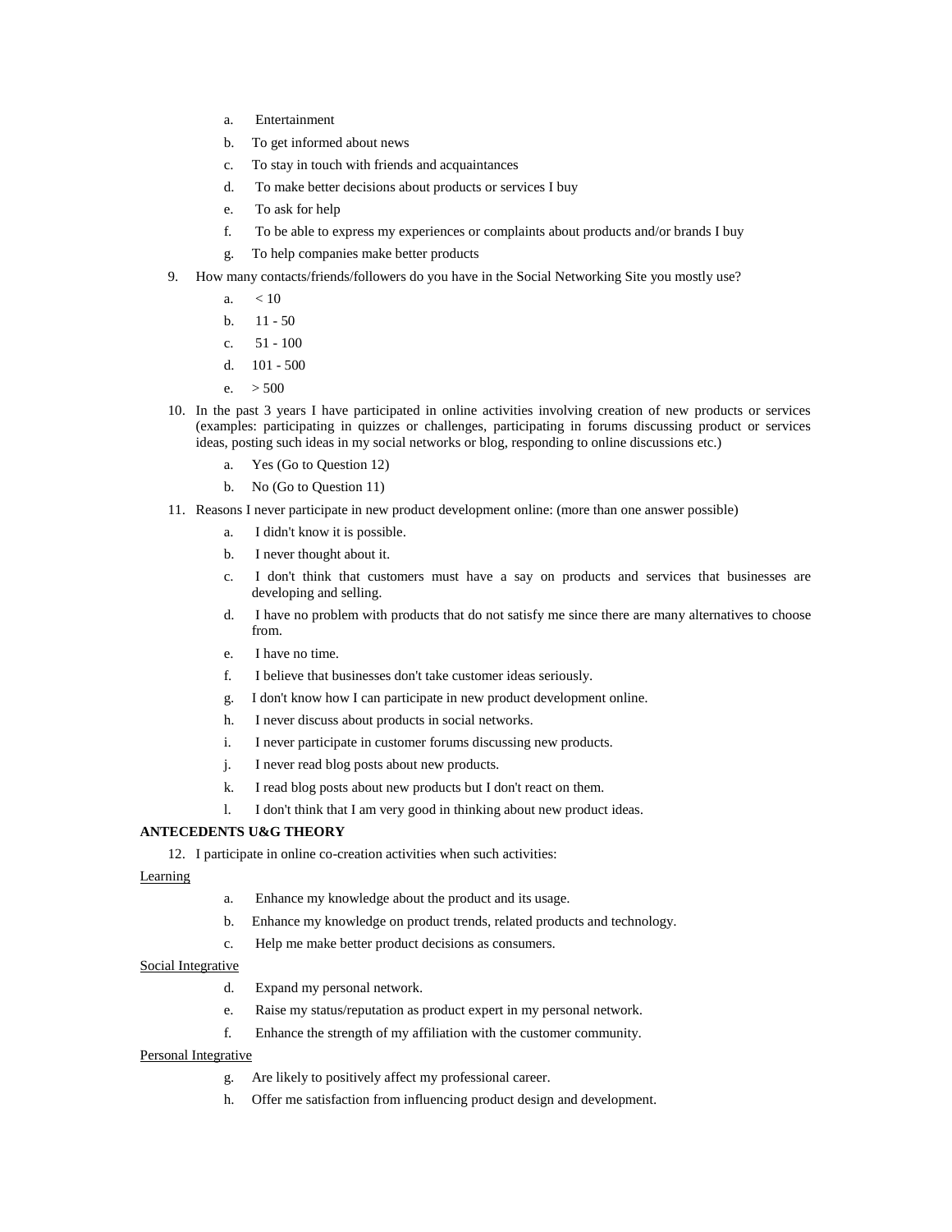a. Entertainment
b. To get informed about news
c. To stay in touch with friends and acquaintances
d. To make better decisions about products or services I buy
e. To ask for help
f. To be able to express my experiences or complaints about products and/or brands I buy
g. To help companies make better products

9. How many contacts/friends/followers do you have in the Social Networking Site you mostly use?
   a. < 10
   b. 11 - 50
   c. 51 - 100
   d. 101 - 500
   e. > 500

10. In the past 3 years I have participated in online activities involving creation of new products or services (examples: participating in quizzes or challenges, participating in forums discussing product or services ideas, posting such ideas in my social networks or blog, responding to online discussions etc.)
    a. Yes (Go to Question 12)
    b. No (Go to Question 11)

11. Reasons I never participate in new product development online: (more than one answer possible)
    a. I didn't know it is possible.
    b. I never thought about it.
    c. I don't think that customers must have a say on products and services that businesses are developing and selling.
    d. I have no problem with products that do not satisfy me since there are many alternatives to choose from.
    e. I have no time.
    f. I believe that businesses don't take customer ideas seriously.
    g. I don't know how I can participate in new product development online.
    h. I never discuss about products in social networks.
    i. I never participate in customer forums discussing new products.
    j. I never read blog posts about new products.
    k. I read blog posts about new products but I don't react on them.
    l. I don't think that I am very good in thinking about new product ideas.

**ANTECEDENTS U&G THEORY**

12. I participate in online co-creation activities when such activities:

Learning

a. Enhance my knowledge about the product and its usage.
b. Enhance my knowledge on product trends, related products and technology.
c. Help me make better product decisions as consumers.

Social Integrative

d. Expand my personal network.
e. Raise my status/reputation as product expert in my personal network.
f. Enhance the strength of my affiliation with the customer community.

Personal Integrative

g. Are likely to positively affect my professional career.
h. Offer me satisfaction from influencing product design and development.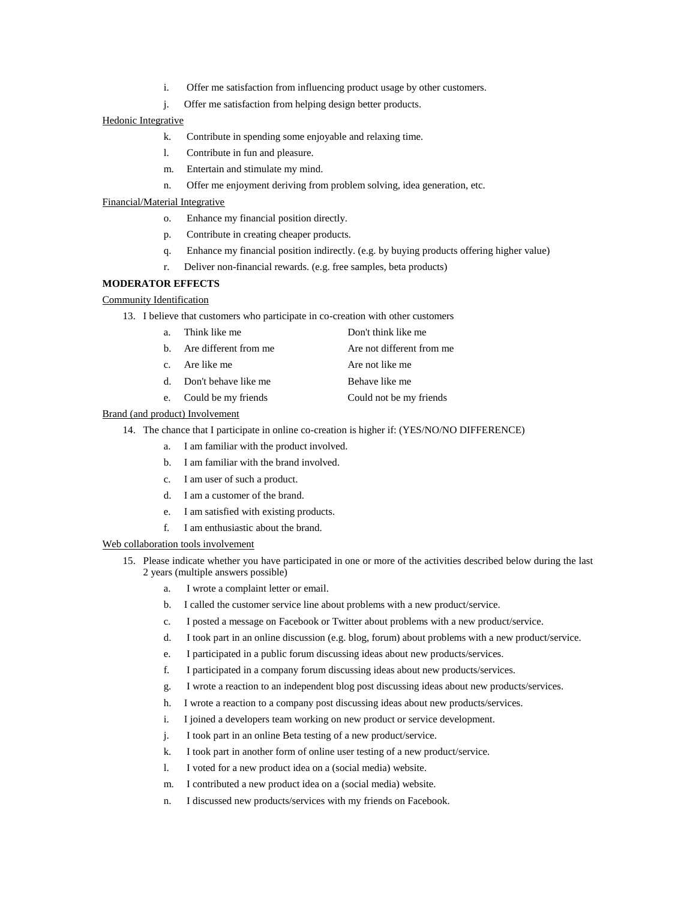i. Offer me satisfaction from influencing product usage by other customers.

j. Offer me satisfaction from helping design better products.

<u>Hedonic Integrative</u>

k. Contribute in spending some enjoyable and relaxing time.

l. Contribute in fun and pleasure.

m. Entertain and stimulate my mind.

n. Offer me enjoyment deriving from problem solving, idea generation, etc.

<u>Financial/Material Integrative</u>

o. Enhance my financial position directly.

p. Contribute in creating cheaper products.

q. Enhance my financial position indirectly. (e.g. by buying products offering higher value)

r. Deliver non-financial rewards. (e.g. free samples, beta products)

**MODERATOR EFFECTS**

<u>Community Identification</u>

13. I believe that customers who participate in co-creation with other customers

| | | |
|---|---|---|
| a. | Think like me | Don't think like me |
| b. | Are different from me | Are not different from me |
| c. | Are like me | Are not like me |
| d. | Don't behave like me | Behave like me |
| e. | Could be my friends | Could not be my friends |

<u>Brand (and product) Involvement</u>

14. The chance that I participate in online co-creation is higher if: (YES/NO/NO DIFFERENCE)

a. I am familiar with the product involved.

b. I am familiar with the brand involved.

c. I am user of such a product.

d. I am a customer of the brand.

e. I am satisfied with existing products.

f. I am enthusiastic about the brand.

<u>Web collaboration tools involvement</u>

15. Please indicate whether you have participated in one or more of the activities described below during the last 2 years (multiple answers possible)

a. I wrote a complaint letter or email.

b. I called the customer service line about problems with a new product/service.

c. I posted a message on Facebook or Twitter about problems with a new product/service.

d. I took part in an online discussion (e.g. blog, forum) about problems with a new product/service.

e. I participated in a public forum discussing ideas about new products/services.

f. I participated in a company forum discussing ideas about new products/services.

g. I wrote a reaction to an independent blog post discussing ideas about new products/services.

h. I wrote a reaction to a company post discussing ideas about new products/services.

i. I joined a developers team working on new product or service development.

j. I took part in an online Beta testing of a new product/service.

k. I took part in another form of online user testing of a new product/service.

l. I voted for a new product idea on a (social media) website.

m. I contributed a new product idea on a (social media) website.

n. I discussed new products/services with my friends on Facebook.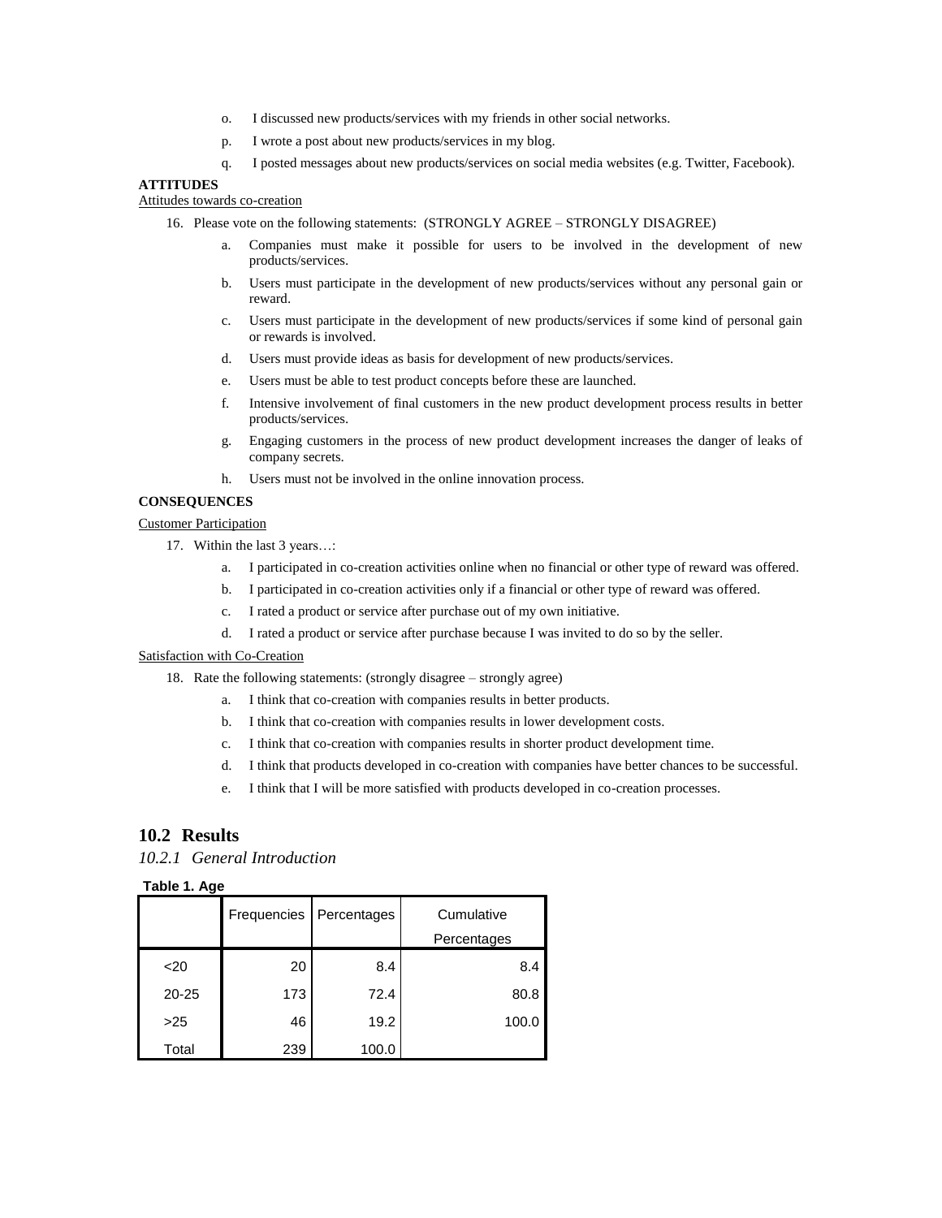o. I discussed new products/services with my friends in other social networks.

p. I wrote a post about new products/services in my blog.

q. I posted messages about new products/services on social media websites (e.g. Twitter, Facebook).

**ATTITUDES**

Attitudes towards co-creation

16. Please vote on the following statements: (STRONGLY AGREE – STRONGLY DISAGREE)

    a. Companies must make it possible for users to be involved in the development of new products/services.

    b. Users must participate in the development of new products/services without any personal gain or reward.

    c. Users must participate in the development of new products/services if some kind of personal gain or rewards is involved.

    d. Users must provide ideas as basis for development of new products/services.

    e. Users must be able to test product concepts before these are launched.

    f. Intensive involvement of final customers in the new product development process results in better products/services.

    g. Engaging customers in the process of new product development increases the danger of leaks of company secrets.

    h. Users must not be involved in the online innovation process.

**CONSEQUENCES**

Customer Participation

17. Within the last 3 years…:

    a. I participated in co-creation activities online when no financial or other type of reward was offered.

    b. I participated in co-creation activities only if a financial or other type of reward was offered.

    c. I rated a product or service after purchase out of my own initiative.

    d. I rated a product or service after purchase because I was invited to do so by the seller.

Satisfaction with Co-Creation

18. Rate the following statements: (strongly disagree – strongly agree)

    a. I think that co-creation with companies results in better products.

    b. I think that co-creation with companies results in lower development costs.

    c. I think that co-creation with companies results in shorter product development time.

    d. I think that products developed in co-creation with companies have better chances to be successful.

    e. I think that I will be more satisfied with products developed in co-creation processes.

## 10.2 Results

### *10.2.1 General Introduction*

**Table 1. Age**

| | Frequencies | Percentages | Cumulative Percentages |
|---|---|---|---|
| <20 | 20 | 8.4 | 8.4 |
| 20-25 | 173 | 72.4 | 80.8 |
| >25 | 46 | 19.2 | 100.0 |
| Total | 239 | 100.0 | |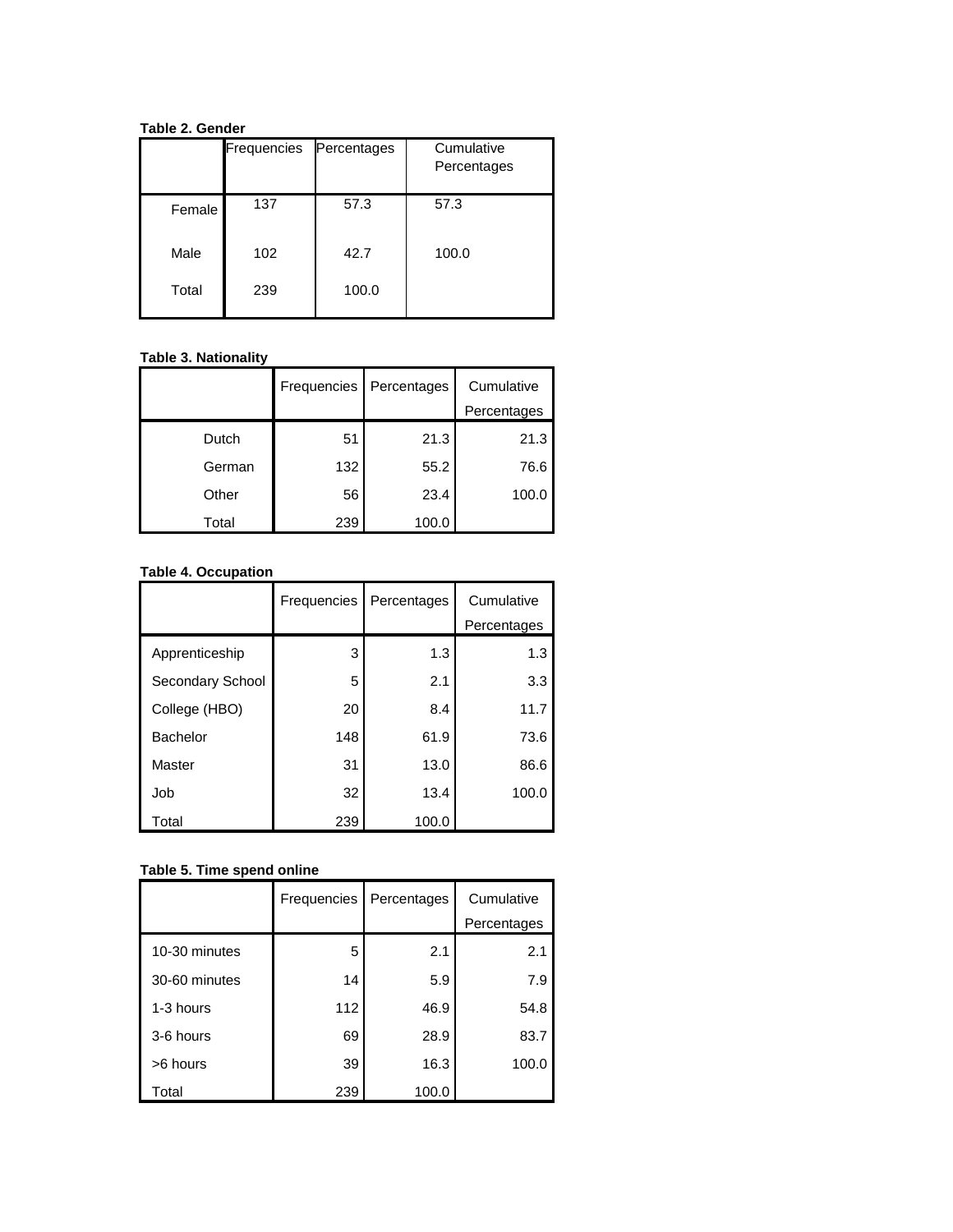**Table 2. Gender**

| | Frequencies | Percentages | Cumulative Percentages |
|---|---|---|---|
| Female | 137 | 57.3 | 57.3 |
| Male | 102 | 42.7 | 100.0 |
| Total | 239 | 100.0 | |

**Table 3. Nationality**

| | Frequencies | Percentages | Cumulative Percentages |
|---|---|---|---|
| Dutch | 51 | 21.3 | 21.3 |
| German | 132 | 55.2 | 76.6 |
| Other | 56 | 23.4 | 100.0 |
| Total | 239 | 100.0 | |

**Table 4. Occupation**

| | Frequencies | Percentages | Cumulative Percentages |
|---|---|---|---|
| Apprenticeship | 3 | 1.3 | 1.3 |
| Secondary School | 5 | 2.1 | 3.3 |
| College (HBO) | 20 | 8.4 | 11.7 |
| Bachelor | 148 | 61.9 | 73.6 |
| Master | 31 | 13.0 | 86.6 |
| Job | 32 | 13.4 | 100.0 |
| Total | 239 | 100.0 | |

**Table 5. Time spend online**

| | Frequencies | Percentages | Cumulative Percentages |
|---|---|---|---|
| 10-30 minutes | 5 | 2.1 | 2.1 |
| 30-60 minutes | 14 | 5.9 | 7.9 |
| 1-3 hours | 112 | 46.9 | 54.8 |
| 3-6 hours | 69 | 28.9 | 83.7 |
| >6 hours | 39 | 16.3 | 100.0 |
| Total | 239 | 100.0 | |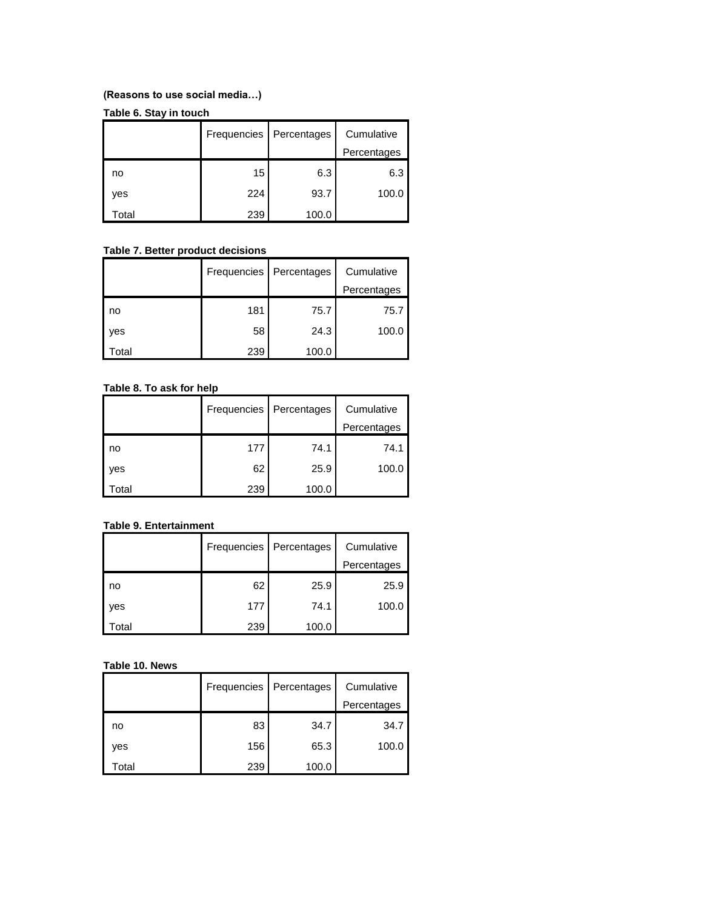**(Reasons to use social media…)**

**Table 6. Stay in touch**

| | Frequencies | Percentages | Cumulative Percentages |
|---|---|---|---|
| no | 15 | 6.3 | 6.3 |
| yes | 224 | 93.7 | 100.0 |
| Total | 239 | 100.0 | |

**Table 7. Better product decisions**

| | Frequencies | Percentages | Cumulative Percentages |
|---|---|---|---|
| no | 181 | 75.7 | 75.7 |
| yes | 58 | 24.3 | 100.0 |
| Total | 239 | 100.0 | |

**Table 8. To ask for help**

| | Frequencies | Percentages | Cumulative Percentages |
|---|---|---|---|
| no | 177 | 74.1 | 74.1 |
| yes | 62 | 25.9 | 100.0 |
| Total | 239 | 100.0 | |

**Table 9. Entertainment**

| | Frequencies | Percentages | Cumulative Percentages |
|---|---|---|---|
| no | 62 | 25.9 | 25.9 |
| yes | 177 | 74.1 | 100.0 |
| Total | 239 | 100.0 | |

**Table 10. News**

| | Frequencies | Percentages | Cumulative Percentages |
|---|---|---|---|
| no | 83 | 34.7 | 34.7 |
| yes | 156 | 65.3 | 100.0 |
| Total | 239 | 100.0 | |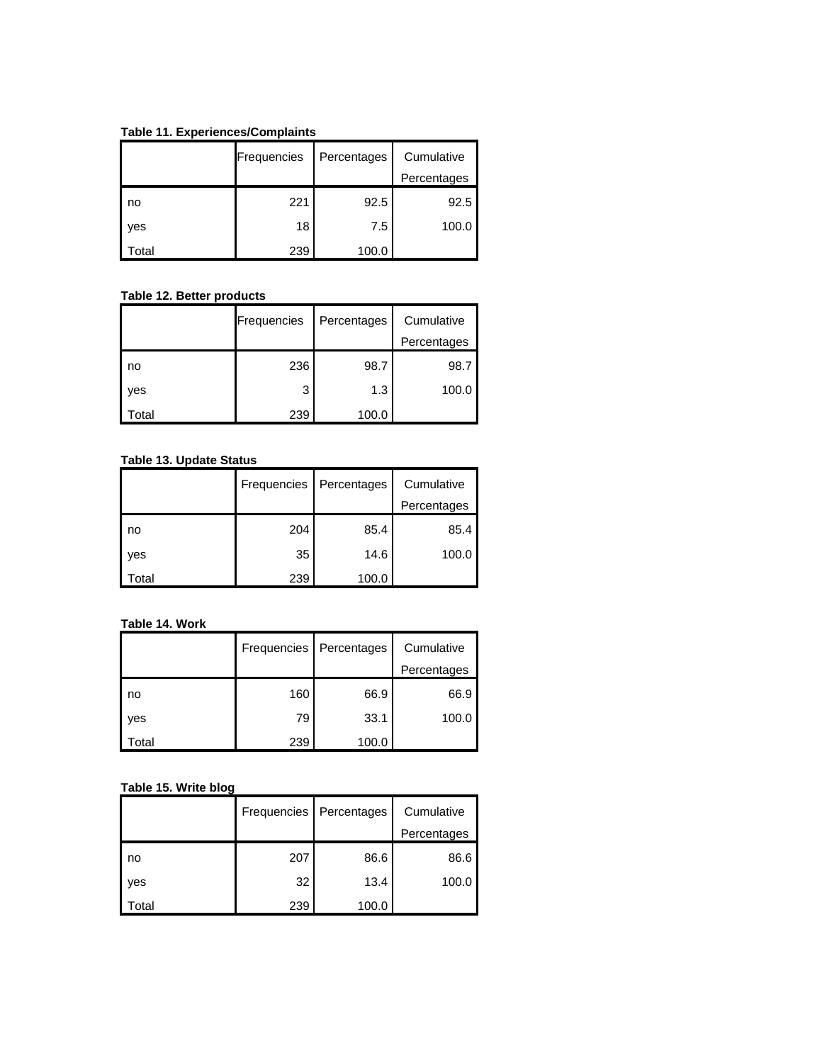**Table 11. Experiences/Complaints**

| | Frequencies | Percentages | Cumulative Percentages |
|---|---|---|---|
| no | 221 | 92.5 | 92.5 |
| yes | 18 | 7.5 | 100.0 |
| Total | 239 | 100.0 | |

**Table 12. Better products**

| | Frequencies | Percentages | Cumulative Percentages |
|---|---|---|---|
| no | 236 | 98.7 | 98.7 |
| yes | 3 | 1.3 | 100.0 |
| Total | 239 | 100.0 | |

**Table 13. Update Status**

| | Frequencies | Percentages | Cumulative Percentages |
|---|---|---|---|
| no | 204 | 85.4 | 85.4 |
| yes | 35 | 14.6 | 100.0 |
| Total | 239 | 100.0 | |

**Table 14. Work**

| | Frequencies | Percentages | Cumulative Percentages |
|---|---|---|---|
| no | 160 | 66.9 | 66.9 |
| yes | 79 | 33.1 | 100.0 |
| Total | 239 | 100.0 | |

**Table 15. Write blog**

| | Frequencies | Percentages | Cumulative Percentages |
|---|---|---|---|
| no | 207 | 86.6 | 86.6 |
| yes | 32 | 13.4 | 100.0 |
| Total | 239 | 100.0 | |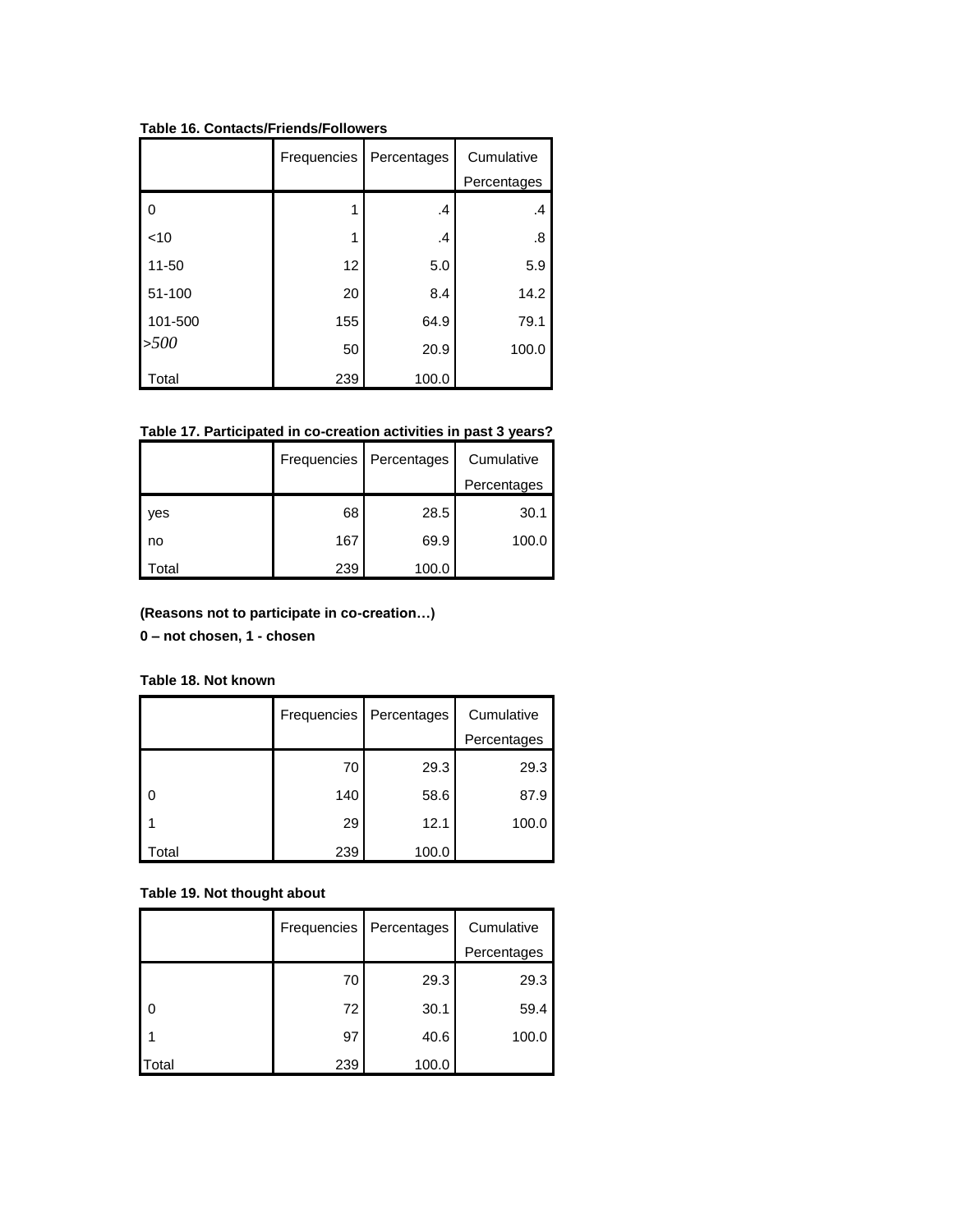**Table 16. Contacts/Friends/Followers**

| | Frequencies | Percentages | Cumulative Percentages |
|---|---|---|---|
| 0 | 1 | .4 | .4 |
| <10 | 1 | .4 | .8 |
| 11-50 | 12 | 5.0 | 5.9 |
| 51-100 | 20 | 8.4 | 14.2 |
| 101-500 | 155 | 64.9 | 79.1 |
| >500 | 50 | 20.9 | 100.0 |
| Total | 239 | 100.0 | |

**Table 17. Participated in co-creation activities in past 3 years?**

| | Frequencies | Percentages | Cumulative Percentages |
|---|---|---|---|
| yes | 68 | 28.5 | 30.1 |
| no | 167 | 69.9 | 100.0 |
| Total | 239 | 100.0 | |

**(Reasons not to participate in co-creation…)**

**0 – not chosen, 1 - chosen**

**Table 18. Not known**

| | Frequencies | Percentages | Cumulative Percentages |
|---|---|---|---|
| | 70 | 29.3 | 29.3 |
| 0 | 140 | 58.6 | 87.9 |
| 1 | 29 | 12.1 | 100.0 |
| Total | 239 | 100.0 | |

**Table 19. Not thought about**

| | Frequencies | Percentages | Cumulative Percentages |
|---|---|---|---|
| | 70 | 29.3 | 29.3 |
| 0 | 72 | 30.1 | 59.4 |
| 1 | 97 | 40.6 | 100.0 |
| Total | 239 | 100.0 | |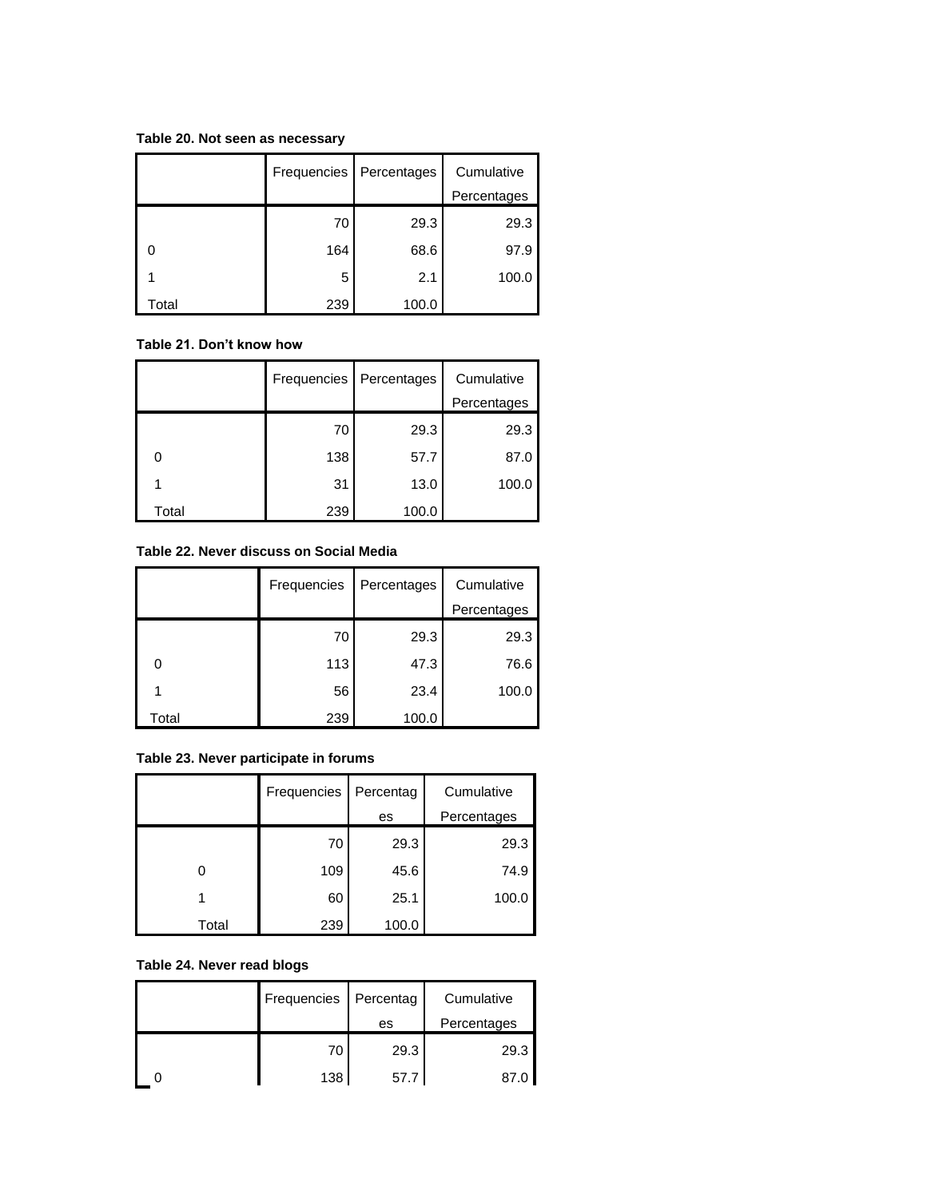**Table 20. Not seen as necessary**

| | Frequencies | Percentages | Cumulative Percentages |
|---|---|---|---|
| | 70 | 29.3 | 29.3 |
| 0 | 164 | 68.6 | 97.9 |
| 1 | 5 | 2.1 | 100.0 |
| Total | 239 | 100.0 | |

**Table 21. Don't know how**

| | Frequencies | Percentages | Cumulative Percentages |
|---|---|---|---|
| | 70 | 29.3 | 29.3 |
| 0 | 138 | 57.7 | 87.0 |
| 1 | 31 | 13.0 | 100.0 |
| Total | 239 | 100.0 | |

**Table 22. Never discuss on Social Media**

| | Frequencies | Percentages | Cumulative Percentages |
|---|---|---|---|
| | 70 | 29.3 | 29.3 |
| 0 | 113 | 47.3 | 76.6 |
| 1 | 56 | 23.4 | 100.0 |
| Total | 239 | 100.0 | |

**Table 23. Never participate in forums**

| | Frequencies | Percentages | Cumulative Percentages |
|---|---|---|---|
| | 70 | 29.3 | 29.3 |
| 0 | 109 | 45.6 | 74.9 |
| 1 | 60 | 25.1 | 100.0 |
| Total | 239 | 100.0 | |

**Table 24. Never read blogs**

| | Frequencies | Percentages | Cumulative Percentages |
|---|---|---|---|
| | 70 | 29.3 | 29.3 |
| 0 | 138 | 57.7 | 87.0 |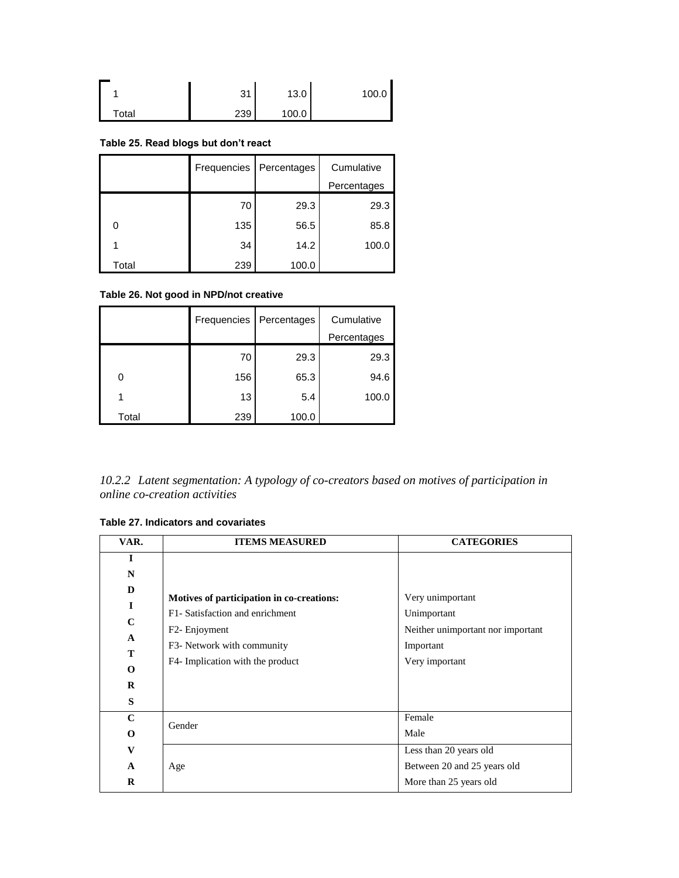| | | | |
|---|---|---|---|
| 1 | 31 | 13.0 | 100.0 |
| Total | 239 | 100.0 | |

**Table 25. Read blogs but don't react**

| | Frequencies | Percentages | Cumulative Percentages |
|---|---|---|---|
| | 70 | 29.3 | 29.3 |
| 0 | 135 | 56.5 | 85.8 |
| 1 | 34 | 14.2 | 100.0 |
| Total | 239 | 100.0 | |

**Table 26. Not good in NPD/not creative**

| | Frequencies | Percentages | Cumulative Percentages |
|---|---|---|---|
| | 70 | 29.3 | 29.3 |
| 0 | 156 | 65.3 | 94.6 |
| 1 | 13 | 5.4 | 100.0 |
| Total | 239 | 100.0 | |

### *10.2.2 Latent segmentation: A typology of co-creators based on motives of participation in online co-creation activities*

**Table 27. Indicators and covariates**

| VAR. | ITEMS MEASURED | CATEGORIES |
|---|---|---|
| INDICATORS | **Motives of participation in co-creations:**<br>F1- Satisfaction and enrichment<br>F2- Enjoyment<br>F3- Network with community<br>F4- Implication with the product | Very unimportant<br>Unimportant<br>Neither unimportant nor important<br>Important<br>Very important |
| COVAR | Gender | Female<br>Male |
| | Age | Less than 20 years old<br>Between 20 and 25 years old<br>More than 25 years old |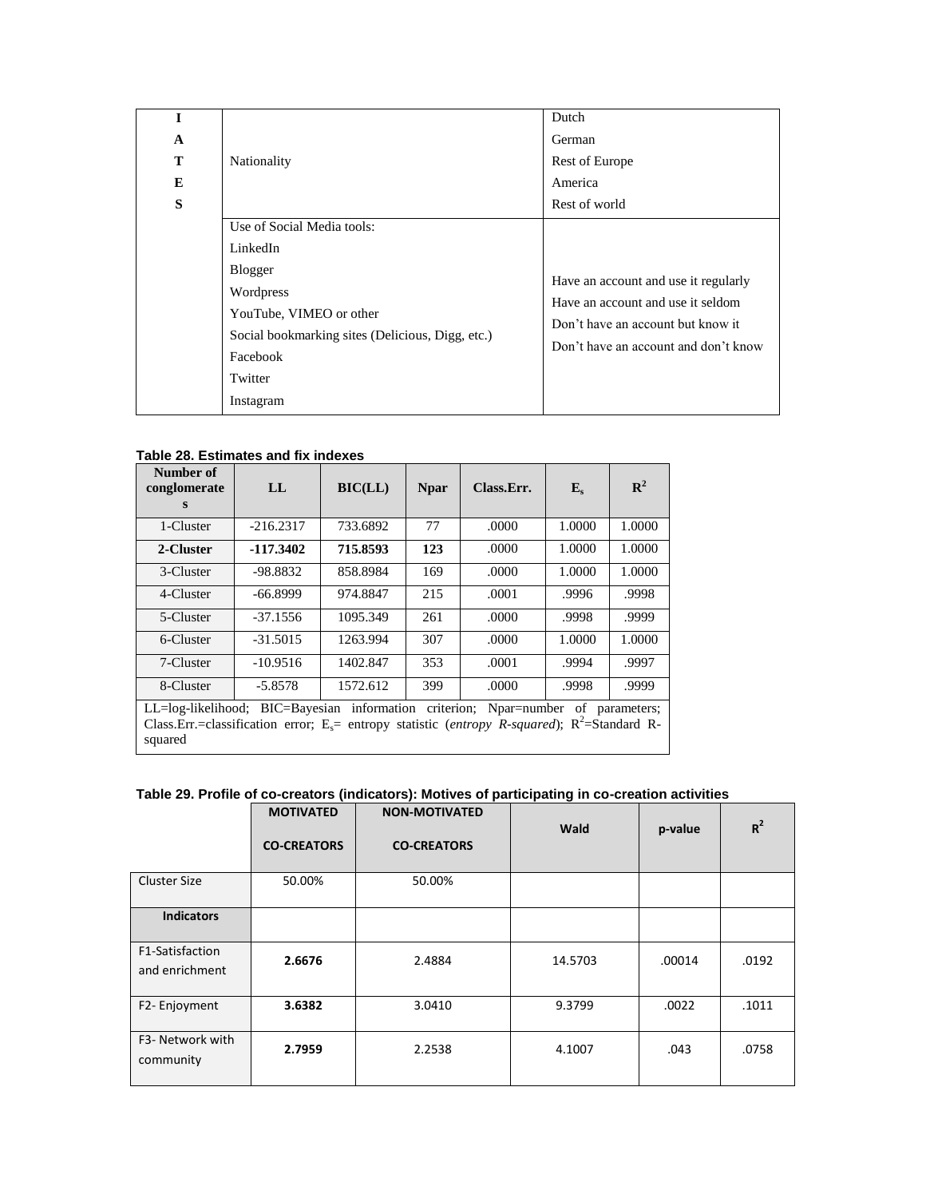| | | |
|---|---|---|
| I<br>A<br>T<br>E<br>S | Nationality | Dutch<br>German<br>Rest of Europe<br>America<br>Rest of world |
| | Use of Social Media tools:<br>LinkedIn<br>Blogger<br>Wordpress<br>YouTube, VIMEO or other<br>Social bookmarking sites (Delicious, Digg, etc.)<br>Facebook<br>Twitter<br>Instagram | Have an account and use it regularly<br>Have an account and use it seldom<br>Don't have an account but know it<br>Don't have an account and don't know |

**Table 28. Estimates and fix indexes**

| Number of conglomerates | LL | BIC(LL) | Npar | Class.Err. | $E_s$ | $R^2$ |
|---|---|---|---|---|---|---|
| 1-Cluster | -216.2317 | 733.6892 | 77 | .0000 | 1.0000 | 1.0000 |
| **2-Cluster** | **-117.3402** | **715.8593** | **123** | .0000 | 1.0000 | 1.0000 |
| 3-Cluster | -98.8832 | 858.8984 | 169 | .0000 | 1.0000 | 1.0000 |
| 4-Cluster | -66.8999 | 974.8847 | 215 | .0001 | .9996 | .9998 |
| 5-Cluster | -37.1556 | 1095.349 | 261 | .0000 | .9998 | .9999 |
| 6-Cluster | -31.5015 | 1263.994 | 307 | .0000 | 1.0000 | 1.0000 |
| 7-Cluster | -10.9516 | 1402.847 | 353 | .0001 | .9994 | .9997 |
| 8-Cluster | -5.8578 | 1572.612 | 399 | .0000 | .9998 | .9999 |

LL=log-likelihood; BIC=Bayesian information criterion; Npar=number of parameters; Class.Err.=classification error; $E_s$= entropy statistic (*entropy R-squared*); $R^2$=Standard R-squared

**Table 29. Profile of co-creators (indicators): Motives of participating in co-creation activities**

| | MOTIVATED CO-CREATORS | NON-MOTIVATED CO-CREATORS | Wald | p-value | $R^2$ |
|---|---|---|---|---|---|
| Cluster Size | 50.00% | 50.00% | | | |
| **Indicators** | | | | | |
| F1-Satisfaction and enrichment | **2.6676** | 2.4884 | 14.5703 | .00014 | .0192 |
| F2- Enjoyment | **3.6382** | 3.0410 | 9.3799 | .0022 | .1011 |
| F3- Network with community | **2.7959** | 2.2538 | 4.1007 | .043 | .0758 |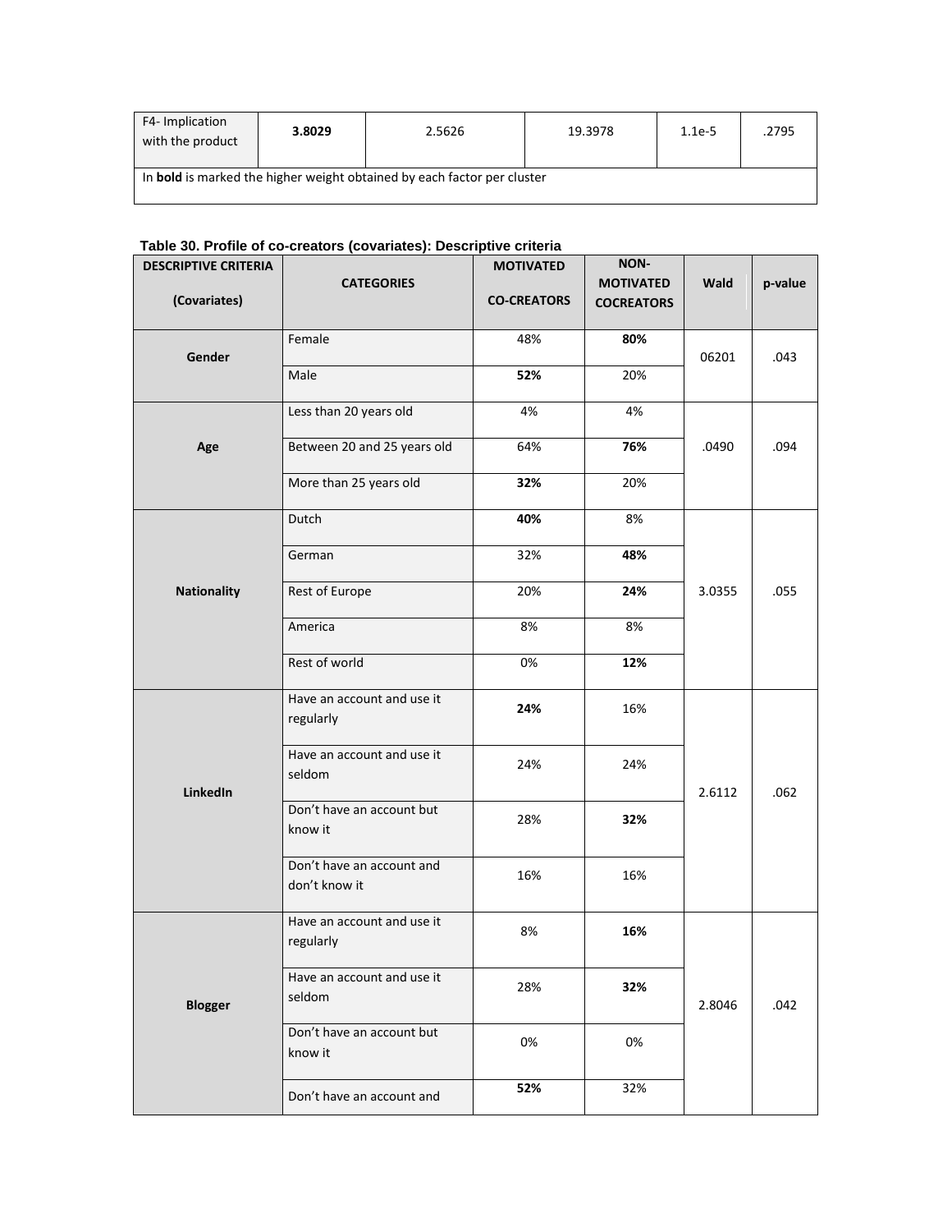| F4- Implication with the product | **3.8029** | 2.5626 | 19.3978 | 1.1e-5 | .2795 |
|---|---|---|---|---|---|
| In **bold** is marked the higher weight obtained by each factor per cluster | | | | | |

**Table 30. Profile of co-creators (covariates): Descriptive criteria**

| DESCRIPTIVE CRITERIA (Covariates) | CATEGORIES | MOTIVATED CO-CREATORS | NON-MOTIVATED COCREATORS | Wald | p-value |
|---|---|---|---|---|---|
| **Gender** | Female | 48% | **80%** | 06201 | .043 |
| | Male | **52%** | 20% | | |
| **Age** | Less than 20 years old | 4% | 4% | .0490 | .094 |
| | Between 20 and 25 years old | 64% | **76%** | | |
| | More than 25 years old | **32%** | 20% | | |
| **Nationality** | Dutch | **40%** | 8% | 3.0355 | .055 |
| | German | 32% | **48%** | | |
| | Rest of Europe | 20% | **24%** | | |
| | America | 8% | 8% | | |
| | Rest of world | 0% | **12%** | | |
| **LinkedIn** | Have an account and use it regularly | **24%** | 16% | 2.6112 | .062 |
| | Have an account and use it seldom | 24% | 24% | | |
| | Don't have an account but know it | 28% | **32%** | | |
| | Don't have an account and don't know it | 16% | 16% | | |
| **Blogger** | Have an account and use it regularly | 8% | **16%** | 2.8046 | .042 |
| | Have an account and use it seldom | 28% | **32%** | | |
| | Don't have an account but know it | 0% | 0% | | |
| | Don't have an account and | **52%** | 32% | | |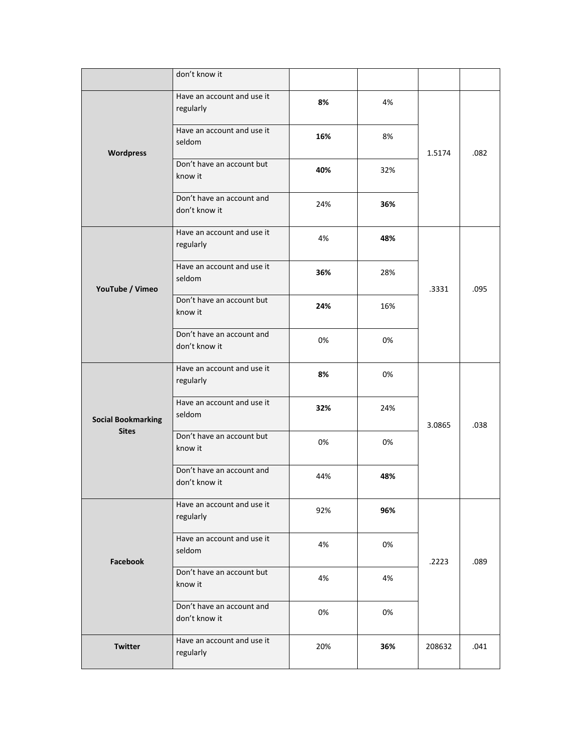| | don't know it | | | | |
|---|---|---|---|---|---|
| **Wordpress** | Have an account and use it regularly | **8%** | 4% | 1.5174 | .082 |
| | Have an account and use it seldom | **16%** | 8% | | |
| | Don't have an account but know it | **40%** | 32% | | |
| | Don't have an account and don't know it | 24% | **36%** | | |
| **YouTube / Vimeo** | Have an account and use it regularly | 4% | **48%** | .3331 | .095 |
| | Have an account and use it seldom | **36%** | 28% | | |
| | Don't have an account but know it | **24%** | 16% | | |
| | Don't have an account and don't know it | 0% | 0% | | |
| **Social Bookmarking Sites** | Have an account and use it regularly | **8%** | 0% | 3.0865 | .038 |
| | Have an account and use it seldom | **32%** | 24% | | |
| | Don't have an account but know it | 0% | 0% | | |
| | Don't have an account and don't know it | 44% | **48%** | | |
| **Facebook** | Have an account and use it regularly | 92% | **96%** | .2223 | .089 |
| | Have an account and use it seldom | 4% | 0% | | |
| | Don't have an account but know it | 4% | 4% | | |
| | Don't have an account and don't know it | 0% | 0% | | |
| **Twitter** | Have an account and use it regularly | 20% | **36%** | 208632 | .041 |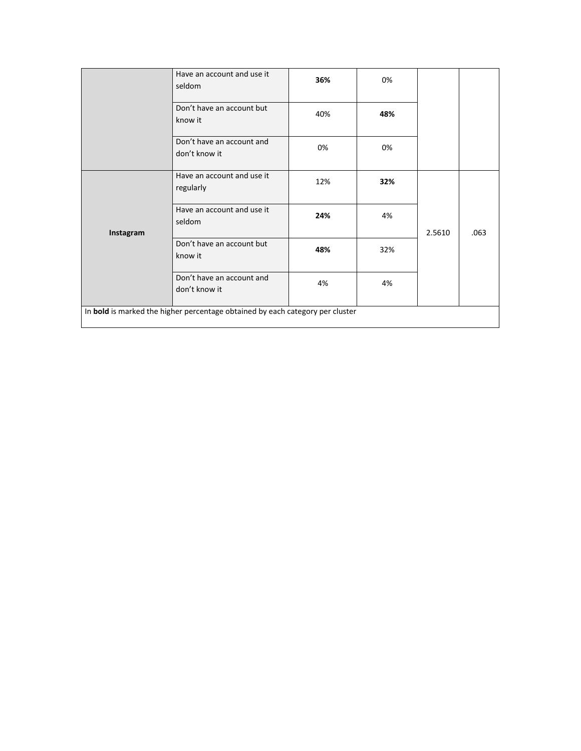| | | | | | |
|---|---|---|---|---|---|
| | Have an account and use it seldom | **36%** | 0% | | |
| | Don't have an account but know it | 40% | **48%** | | |
| | Don't have an account and don't know it | 0% | 0% | | |
| **Instagram** | Have an account and use it regularly | 12% | **32%** | 2.5610 | .063 |
| | Have an account and use it seldom | **24%** | 4% | | |
| | Don't have an account but know it | **48%** | 32% | | |
| | Don't have an account and don't know it | 4% | 4% | | |

In **bold** is marked the higher percentage obtained by each category per cluster